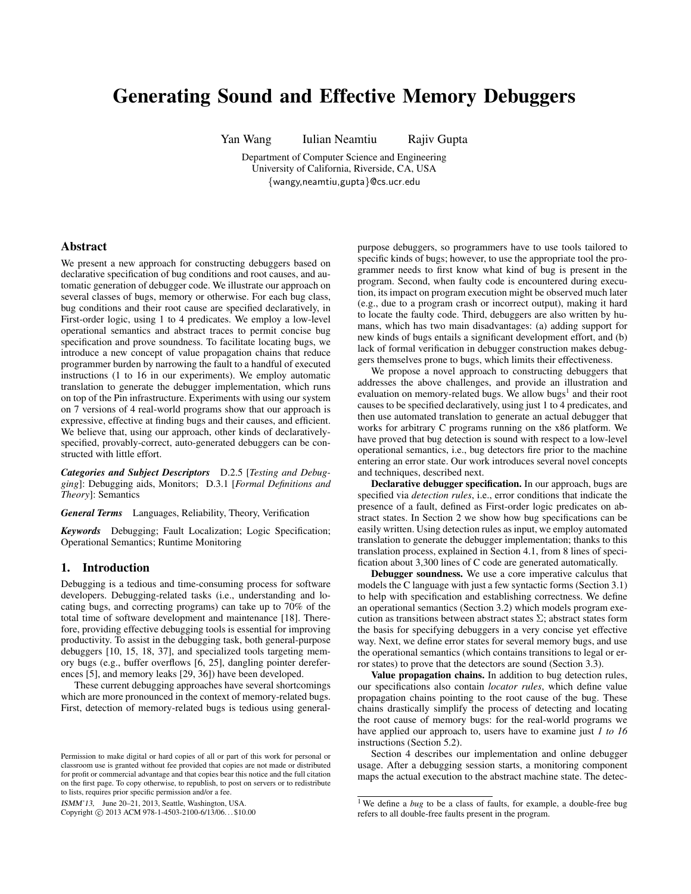# Generating Sound and Effective Memory Debuggers

Yan Wang Iulian Neamtiu Rajiv Gupta

Department of Computer Science and Engineering
University of California, Riverside, CA, USA
{wangy,neamtiu,gupta}@cs.ucr.edu

## Abstract

We present a new approach for constructing debuggers based on declarative specification of bug conditions and root causes, and automatic generation of debugger code. We illustrate our approach on several classes of bugs, memory or otherwise. For each bug class, bug conditions and their root cause are specified declaratively, in First-order logic, using 1 to 4 predicates. We employ a low-level operational semantics and abstract traces to permit concise bug specification and prove soundness. To facilitate locating bugs, we introduce a new concept of value propagation chains that reduce programmer burden by narrowing the fault to a handful of executed instructions (1 to 16 in our experiments). We employ automatic translation to generate the debugger implementation, which runs on top of the Pin infrastructure. Experiments with using our system on 7 versions of 4 real-world programs show that our approach is expressive, effective at finding bugs and their causes, and efficient. We believe that, using our approach, other kinds of declaratively-specified, provably-correct, auto-generated debuggers can be constructed with little effort.

***Categories and Subject Descriptors*** D.2.5 [*Testing and Debugging*]: Debugging aids, Monitors; D.3.1 [*Formal Definitions and Theory*]: Semantics

***General Terms*** Languages, Reliability, Theory, Verification

***Keywords*** Debugging; Fault Localization; Logic Specification; Operational Semantics; Runtime Monitoring

## 1. Introduction

Debugging is a tedious and time-consuming process for software developers. Debugging-related tasks (i.e., understanding and locating bugs, and correcting programs) can take up to 70% of the total time of software development and maintenance [18]. Therefore, providing effective debugging tools is essential for improving productivity. To assist in the debugging task, both general-purpose debuggers [10, 15, 18, 37], and specialized tools targeting memory bugs (e.g., buffer overflows [6, 25], dangling pointer dereferences [5], and memory leaks [29, 36]) have been developed.

These current debugging approaches have several shortcomings which are more pronounced in the context of memory-related bugs. First, detection of memory-related bugs is tedious using general-purpose debuggers, so programmers have to use tools tailored to specific kinds of bugs; however, to use the appropriate tool the programmer needs to first know what kind of bug is present in the program. Second, when faulty code is encountered during execution, its impact on program execution might be observed much later (e.g., due to a program crash or incorrect output), making it hard to locate the faulty code. Third, debuggers are also written by humans, which has two main disadvantages: (a) adding support for new kinds of bugs entails a significant development effort, and (b) lack of formal verification in debugger construction makes debuggers themselves prone to bugs, which limits their effectiveness.

We propose a novel approach to constructing debuggers that addresses the above challenges, and provide an illustration and evaluation on memory-related bugs. We allow bugs[1] and their root causes to be specified declaratively, using just 1 to 4 predicates, and then use automated translation to generate an actual debugger that works for arbitrary C programs running on the x86 platform. We have proved that bug detection is sound with respect to a low-level operational semantics, i.e., bug detectors fire prior to the machine entering an error state. Our work introduces several novel concepts and techniques, described next.

**Declarative debugger specification.** In our approach, bugs are specified via *detection rules*, i.e., error conditions that indicate the presence of a fault, defined as First-order logic predicates on abstract states. In Section 2 we show how bug specifications can be easily written. Using detection rules as input, we employ automated translation to generate the debugger implementation; thanks to this translation process, explained in Section 4.1, from 8 lines of specification about 3,300 lines of C code are generated automatically.

**Debugger soundness.** We use a core imperative calculus that models the C language with just a few syntactic forms (Section 3.1) to help with specification and establishing correctness. We define an operational semantics (Section 3.2) which models program execution as transitions between abstract states $\Sigma$; abstract states form the basis for specifying debuggers in a very concise yet effective way. Next, we define error states for several memory bugs, and use the operational semantics (which contains transitions to legal or error states) to prove that the detectors are sound (Section 3.3).

**Value propagation chains.** In addition to bug detection rules, our specifications also contain *locator rules*, which define value propagation chains pointing to the root cause of the bug. These chains drastically simplify the process of detecting and locating the root cause of memory bugs: for the real-world programs we have applied our approach to, users have to examine just *1 to 16* instructions (Section 5.2).

Section 4 describes our implementation and online debugger usage. After a debugging session starts, a monitoring component maps the actual execution to the abstract machine state. The detec-

[1] We define a *bug* to be a class of faults, for example, a double-free bug refers to all double-free faults present in the program.

Permission to make digital or hard copies of all or part of this work for personal or classroom use is granted without fee provided that copies are not made or distributed for profit or commercial advantage and that copies bear this notice and the full citation on the first page. To copy otherwise, to republish, to post on servers or to redistribute to lists, requires prior specific permission and/or a fee.

*ISMM'13,* June 20–21, 2013, Seattle, Washington, USA.
Copyright © 2013 ACM 978-1-4503-2100-6/13/06…$10.00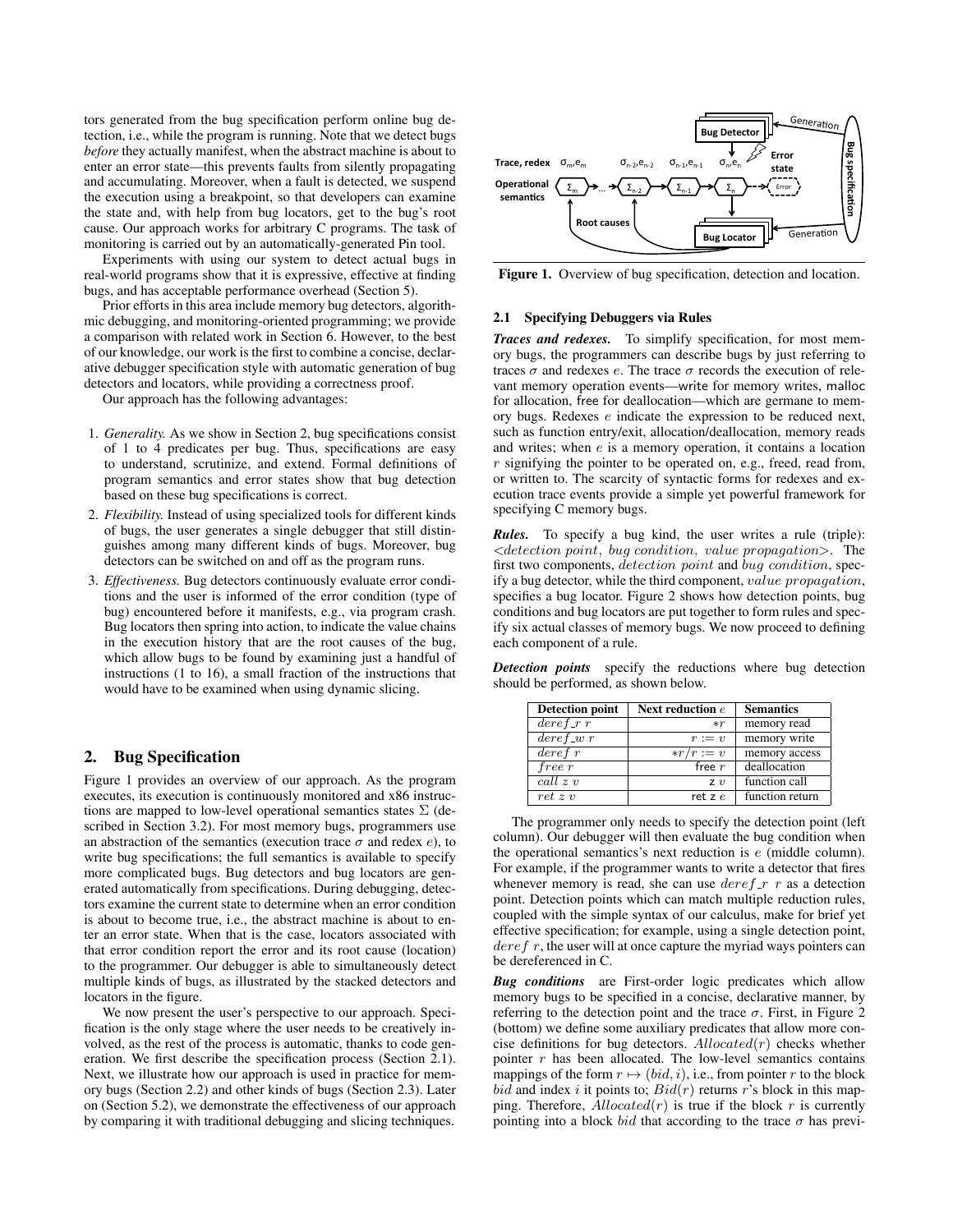tors generated from the bug specification perform online bug detection, i.e., while the program is running. Note that we detect bugs *before* they actually manifest, when the abstract machine is about to enter an error state—this prevents faults from silently propagating and accumulating. Moreover, when a fault is detected, we suspend the execution using a breakpoint, so that developers can examine the state and, with help from bug locators, get to the bug's root cause. Our approach works for arbitrary C programs. The task of monitoring is carried out by an automatically-generated Pin tool.

Experiments with using our system to detect actual bugs in real-world programs show that it is expressive, effective at finding bugs, and has acceptable performance overhead (Section 5).

Prior efforts in this area include memory bug detectors, algorithmic debugging, and monitoring-oriented programming; we provide a comparison with related work in Section 6. However, to the best of our knowledge, our work is the first to combine a concise, declarative debugger specification style with automatic generation of bug detectors and locators, while providing a correctness proof.

Our approach has the following advantages:

1. *Generality.* As we show in Section 2, bug specifications consist of 1 to 4 predicates per bug. Thus, specifications are easy to understand, scrutinize, and extend. Formal definitions of program semantics and error states show that bug detection based on these bug specifications is correct.
2. *Flexibility.* Instead of using specialized tools for different kinds of bugs, the user generates a single debugger that still distinguishes among many different kinds of bugs. Moreover, bug detectors can be switched on and off as the program runs.
3. *Effectiveness.* Bug detectors continuously evaluate error conditions and the user is informed of the error condition (type of bug) encountered before it manifests, e.g., via program crash. Bug locators then spring into action, to indicate the value chains in the execution history that are the root causes of the bug, which allow bugs to be found by examining just a handful of instructions (1 to 16), a small fraction of the instructions that would have to be examined when using dynamic slicing.

## 2. Bug Specification

Figure 1 provides an overview of our approach. As the program executes, its execution is continuously monitored and x86 instructions are mapped to low-level operational semantics states $\Sigma$ (described in Section 3.2). For most memory bugs, programmers use an abstraction of the semantics (execution trace $\sigma$ and redex $e$), to write bug specifications; the full semantics is available to specify more complicated bugs. Bug detectors and bug locators are generated automatically from specifications. During debugging, detectors examine the current state to determine when an error condition is about to become true, i.e., the abstract machine is about to enter an error state. When that is the case, locators associated with that error condition report the error and its root cause (location) to the programmer. Our debugger is able to simultaneously detect multiple kinds of bugs, as illustrated by the stacked detectors and locators in the figure.

We now present the user's perspective to our approach. Specification is the only stage where the user needs to be creatively involved, as the rest of the process is automatic, thanks to code generation. We first describe the specification process (Section 2.1). Next, we illustrate how our approach is used in practice for memory bugs (Section 2.2) and other kinds of bugs (Section 2.3). Later on (Section 5.2), we demonstrate the effectiveness of our approach by comparing it with traditional debugging and slicing techniques.

**Figure 1.** Overview of bug specification, detection and location.

### 2.1 Specifying Debuggers via Rules

***Traces and redexes.*** To simplify specification, for most memory bugs, the programmers can describe bugs by just referring to traces $\sigma$ and redexes $e$. The trace $\sigma$ records the execution of relevant memory operation events—write for memory writes, malloc for allocation, free for deallocation—which are germane to memory bugs. Redexes $e$ indicate the expression to be reduced next, such as function entry/exit, allocation/deallocation, memory reads and writes; when $e$ is a memory operation, it contains a location $r$ signifying the pointer to be operated on, e.g., freed, read from, or written to. The scarcity of syntactic forms for redexes and execution trace events provide a simple yet powerful framework for specifying C memory bugs.

***Rules.*** To specify a bug kind, the user writes a rule (triple): $<detection\ point,\ bug\ condition,\ value\ propagation>$. The first two components, $detection\ point$ and $bug\ condition$, specify a bug detector, while the third component, $value\ propagation$, specifies a bug locator. Figure 2 shows how detection points, bug conditions and bug locators are put together to form rules and specify six actual classes of memory bugs. We now proceed to defining each component of a rule.

***Detection points*** specify the reductions where bug detection should be performed, as shown below.

| Detection point | Next reduction $e$ | Semantics |
|---|---|---|
| $deref\_r\ r$ | $*r$ | memory read |
| $deref\_w\ r$ | $r := v$ | memory write |
| $deref\ r$ | $*r/r := v$ | memory access |
| $free\ r$ | free $r$ | deallocation |
| $call\ z\ v$ | z $v$ | function call |
| $ret\ z\ v$ | ret z $e$ | function return |

The programmer only needs to specify the detection point (left column). Our debugger will then evaluate the bug condition when the operational semantics's next reduction is $e$ (middle column). For example, if the programmer wants to write a detector that fires whenever memory is read, she can use $deref\_r\ r$ as a detection point. Detection points which can match multiple reduction rules, coupled with the simple syntax of our calculus, make for brief yet effective specification; for example, using a single detection point, $deref\ r$, the user will at once capture the myriad ways pointers can be dereferenced in C.

***Bug conditions*** are First-order logic predicates which allow memory bugs to be specified in a concise, declarative manner, by referring to the detection point and the trace $\sigma$. First, in Figure 2 (bottom) we define some auxiliary predicates that allow more concise definitions for bug detectors. $Allocated(r)$ checks whether pointer $r$ has been allocated. The low-level semantics contains mappings of the form $r \mapsto (bid, i)$, i.e., from pointer $r$ to the block $bid$ and index $i$ it points to; $Bid(r)$ returns $r$'s block in this mapping. Therefore, $Allocated(r)$ is true if the block $r$ is currently pointing into a block $bid$ that according to the trace $\sigma$ has previ-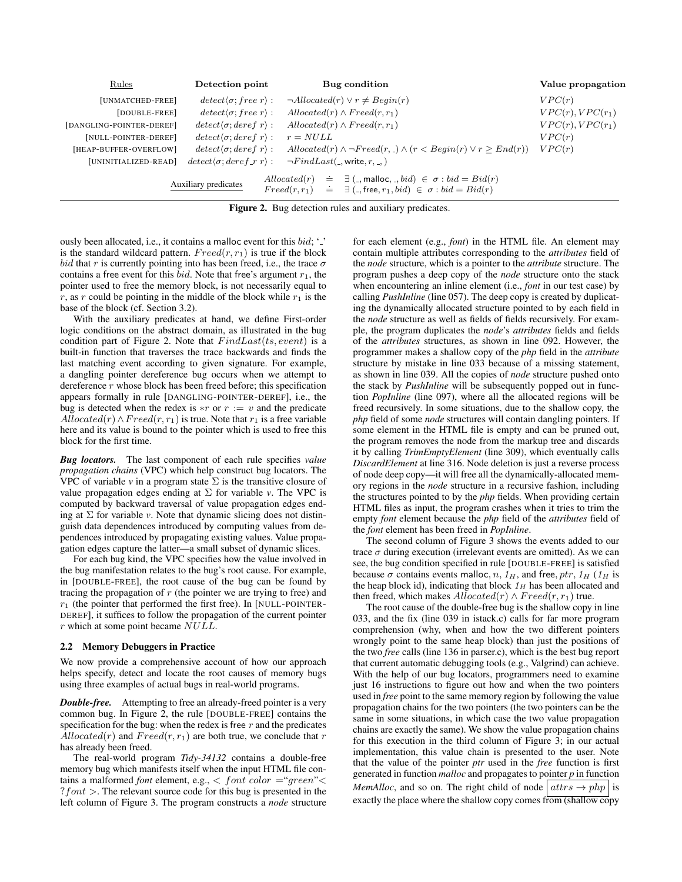| Rules | Detection point | Bug condition | Value propagation |
|---|---|---|---|
| [UNMATCHED-FREE] | $detect\langle\sigma; free\ r\rangle$ : | $\neg Allocated(r) \vee r \neq Begin(r)$ | $VPC(r)$ |
| [DOUBLE-FREE] | $detect\langle\sigma; free\ r\rangle$ : | $Allocated(r) \wedge Freed(r, r_1)$ | $VPC(r), VPC(r_1)$ |
| [DANGLING-POINTER-DEREF] | $detect\langle\sigma; deref\ r\rangle$ : | $Allocated(r) \wedge Freed(r, r_1)$ | $VPC(r), VPC(r_1)$ |
| [NULL-POINTER-DEREF] | $detect\langle\sigma; deref\ r\rangle$ : | $r = NULL$ | $VPC(r)$ |
| [HEAP-BUFFER-OVERFLOW] | $detect\langle\sigma; deref\ r\rangle$ : | $Allocated(r) \wedge \neg Freed(r, \_) \wedge (r < Begin(r) \vee r \geq End(r))$ | $VPC(r)$ |
| [UNINITIALIZED-READ] | $detect\langle\sigma; deref\_r\ r\rangle$ : | $\neg FindLast(\_, \mathsf{write}, r, \_)$ | |

Auxiliary predicates

$$Allocated(r) \doteq \exists\ (\_, \mathsf{malloc}, \_, bid) \in \sigma : bid = Bid(r)$$
$$Freed(r, r_1) \doteq \exists\ (\_, \mathsf{free}, r_1, bid) \in \sigma : bid = Bid(r)$$

**Figure 2.** Bug detection rules and auxiliary predicates.

ously been allocated, i.e., it contains a malloc event for this $bid$; '_' is the standard wildcard pattern. $Freed(r, r_1)$ is true if the block $bid$ that $r$ is currently pointing into has been freed, i.e., the trace $\sigma$ contains a free event for this $bid$. Note that free's argument $r_1$, the pointer used to free the memory block, is not necessarily equal to $r$, as $r$ could be pointing in the middle of the block while $r_1$ is the base of the block (cf. Section 3.2).

With the auxiliary predicates at hand, we define First-order logic conditions on the abstract domain, as illustrated in the bug condition part of Figure 2. Note that $FindLast(ts, event)$ is a built-in function that traverses the trace backwards and finds the last matching event according to given signature. For example, a dangling pointer dereference bug occurs when we attempt to dereference $r$ whose block has been freed before; this specification appears formally in rule [DANGLING-POINTER-DEREF], i.e., the bug is detected when the redex is $*r$ or $r := v$ and the predicate $Allocated(r) \wedge Freed(r, r_1)$ is true. Note that $r_1$ is a free variable here and its value is bound to the pointer which is used to free this block for the first time.

***Bug locators.*** The last component of each rule specifies *value propagation chains* (VPC) which help construct bug locators. The VPC of variable *v* in a program state $\Sigma$ is the transitive closure of value propagation edges ending at $\Sigma$ for variable *v*. The VPC is computed by backward traversal of value propagation edges ending at $\Sigma$ for variable *v*. Note that dynamic slicing does not distinguish data dependences introduced by computing values from dependences introduced by propagating existing values. Value propagation edges capture the latter—a small subset of dynamic slices.

For each bug kind, the VPC specifies how the value involved in the bug manifestation relates to the bug's root cause. For example, in [DOUBLE-FREE], the root cause of the bug can be found by tracing the propagation of $r$ (the pointer we are trying to free) and $r_1$ (the pointer that performed the first free). In [NULL-POINTER-DEREF], it suffices to follow the propagation of the current pointer $r$ which at some point became $NULL$.

### 2.2 Memory Debuggers in Practice

We now provide a comprehensive account of how our approach helps specify, detect and locate the root causes of memory bugs using three examples of actual bugs in real-world programs.

***Double-free.*** Attempting to free an already-freed pointer is a very common bug. In Figure 2, the rule [DOUBLE-FREE] contains the specification for the bug: when the redex is free $r$ and the predicates $Allocated(r)$ and $Freed(r, r_1)$ are both true, we conclude that $r$ has already been freed.

The real-world program *Tidy-34132* contains a double-free memory bug which manifests itself when the input HTML file contains a malformed *font* element, e.g., $<\ font\ color\ =$"$green$"$<\ ?font\ >$. The relevant source code for this bug is presented in the left column of Figure 3. The program constructs a *node* structure for each element (e.g., *font*) in the HTML file. An element may contain multiple attributes corresponding to the *attributes* field of the *node* structure, which is a pointer to the *attribute* structure. The program pushes a deep copy of the *node* structure onto the stack when encountering an inline element (i.e., *font* in our test case) by calling *PushInline* (line 057). The deep copy is created by duplicating the dynamically allocated structure pointed to by each field in the *node* structure as well as fields of fields recursively. For example, the program duplicates the *node*'s *attributes* fields and fields of the *attributes* structures, as shown in line 092. However, the programmer makes a shallow copy of the *php* field in the *attribute* structure by mistake in line 033 because of a missing statement, as shown in line 039. All the copies of *node* structure pushed onto the stack by *PushInline* will be subsequently popped out in function *PopInline* (line 097), where all the allocated regions will be freed recursively. In some situations, due to the shallow copy, the *php* field of some *node* structures will contain dangling pointers. If some element in the HTML file is empty and can be pruned out, the program removes the node from the markup tree and discards it by calling *TrimEmptyElement* (line 309), which eventually calls *DiscardElement* at line 316. Node deletion is just a reverse process of node deep copy—it will free all the dynamically-allocated memory regions in the *node* structure in a recursive fashion, including the structures pointed to by the *php* fields. When providing certain HTML files as input, the program crashes when it tries to trim the empty *font* element because the *php* field of the *attributes* field of the *font* element has been freed in *PopInline*.

The second column of Figure 3 shows the events added to our trace $\sigma$ during execution (irrelevant events are omitted). As we can see, the bug condition specified in rule [DOUBLE-FREE] is satisfied because $\sigma$ contains events malloc, $n$, $1_H$, and free, $ptr$, $1_H$ ($1_H$ is the heap block id), indicating that block $1_H$ has been allocated and then freed, which makes $Allocated(r) \wedge Freed(r, r_1)$ true.

The root cause of the double-free bug is the shallow copy in line 033, and the fix (line 039 in istack.c) calls for far more program comprehension (why, when and how the two different pointers wrongly point to the same heap block) than just the positions of the two *free* calls (line 136 in parser.c), which is the best bug report that current automatic debugging tools (e.g., Valgrind) can achieve. With the help of our bug locators, programmers need to examine just 16 instructions to figure out how and when the two pointers used in *free* point to the same memory region by following the value propagation chains for the two pointers (the two pointers can be the same in some situations, in which case the two value propagation chains are exactly the same). We show the value propagation chains for this execution in the third column of Figure 3; in our actual implementation, this value chain is presented to the user. Note that the value of the pointer *ptr* used in the *free* function is first generated in function *malloc* and propagates to pointer *p* in function *MemAlloc*, and so on. The right child of node $\boxed{attrs \rightarrow php}$ is exactly the place where the shallow copy comes from (shallow copy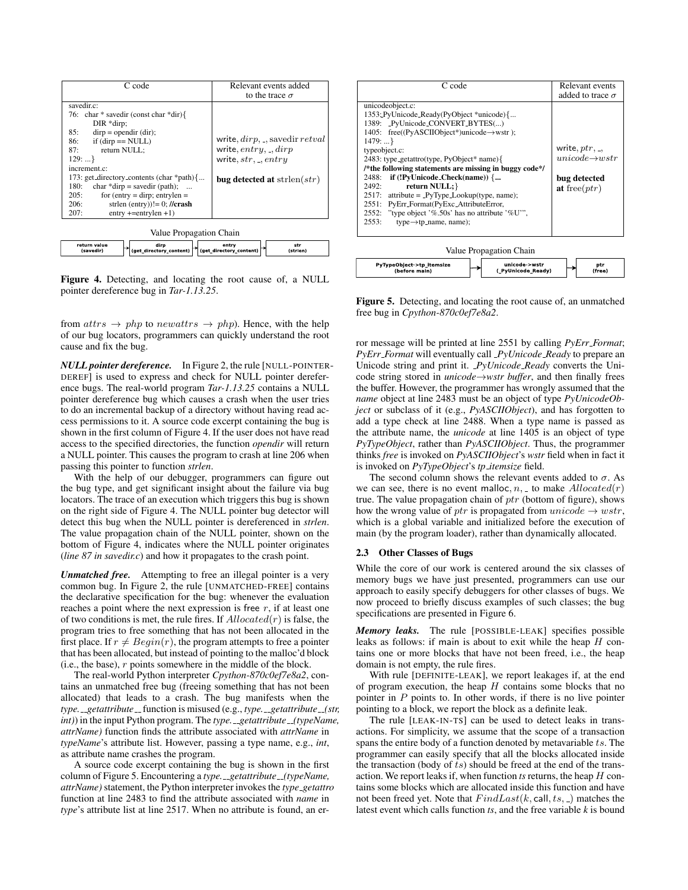| C code | Relevant events added to the trace $\sigma$ |
|---|---|
| savedir.c:<br>76: char * savedir (const char *dir){<br>DIR *dirp;<br>85: dirp = opendir (dir);<br>86: if (dirp == NULL)<br>87: return NULL;<br>129: ...}<br>increment.c:<br>173: get_directory_contents (char *path){...<br>180: char *dirp = savedir (path); ...<br>205: for (entry = dirp; entrylen =<br>206: strlen (entry))!= 0; //crash<br>207: entry +=entrylen +1) | write, $dirp$, _, savedir $retval$<br>write, $entry$, _, $dirp$<br>write, $str$, _, $entry$<br><br>**bug detected at** strlen($str$) |

Value Propagation Chain

return value (savedir) → dirp (get_directory_content) → entry (get_directory_content) → str (strlen)

**Figure 4.** Detecting, and locating the root cause of, a NULL pointer dereference bug in *Tar-1.13.25*.

| C code | Relevant events added to trace $\sigma$ |
|---|---|
| unicodeobject.c:<br>1353:PyUnicode_Ready(PyObject *unicode){...<br>1389: _PyUnicode_CONVERT_BYTES(...)<br>1405: free((PyASCIIObject*)unicode→wstr );<br>1479: ...}<br>typeobject.c:<br>2483: type_getattro(type, PyObject* name){<br>**/\*the following statements are missing in buggy code\*/**<br>**2488: if (!PyUnicode_Check(name)) {...**<br>**2492: return NULL;}**<br>2517: attribute = _PyType_Lookup(type, name);<br>2551: PyErr_Format(PyExc_AttributeError,<br>2552: "type object '%.50s' has no attribute '%U'",<br>2553: type→tp_name, name); | write, $ptr$, _, $unicode \to wstr$<br><br>**bug detected at** free($ptr$) |

Value Propagation Chain

PyTypeObject->tp_itemsize (before main) → unicode->wstr (_PyUnicode_Ready) → ptr (free)

**Figure 5.** Detecting, and locating the root cause of, an unmatched free bug in *Cpython-870c0ef7e8a2*.

from $attrs \to php$ to $newattrs \to php$). Hence, with the help of our bug locators, programmers can quickly understand the root cause and fix the bug.

***NULL pointer dereference.*** In Figure 2, the rule [NULL-POINTER-DEREF] is used to express and check for NULL pointer dereference bugs. The real-world program *Tar-1.13.25* contains a NULL pointer dereference bug which causes a crash when the user tries to do an incremental backup of a directory without having read access permissions to it. A source code excerpt containing the bug is shown in the first column of Figure 4. If the user does not have read access to the specified directories, the function *opendir* will return a NULL pointer. This causes the program to crash at line 206 when passing this pointer to function *strlen*.

With the help of our debugger, programmers can figure out the bug type, and get significant insight about the failure via bug locators. The trace of an execution which triggers this bug is shown on the right side of Figure 4. The NULL pointer bug detector will detect this bug when the NULL pointer is dereferenced in *strlen*. The value propagation chain of the NULL pointer, shown on the bottom of Figure 4, indicates where the NULL pointer originates (*line 87 in savedir.c*) and how it propagates to the crash point.

***Unmatched free.*** Attempting to free an illegal pointer is a very common bug. In Figure 2, the rule [UNMATCHED-FREE] contains the declarative specification for the bug: whenever the evaluation reaches a point where the next expression is free $r$, if at least one of two conditions is met, the rule fires. If $Allocated(r)$ is false, the program tries to free something that has not been allocated in the first place. If $r \neq Begin(r)$, the program attempts to free a pointer that has been allocated, but instead of pointing to the malloc'd block (i.e., the base), $r$ points somewhere in the middle of the block.

The real-world Python interpreter *Cpython-870c0ef7e8a2*, contains an unmatched free bug (freeing something that has not been allocated) that leads to a crash. The bug manifests when the *type.__getattribute__* function is misused (e.g., *type.__getattribute__(str, int)*) in the input Python program. The *type.__getattribute__(typeName, attrName)* function finds the attribute associated with *attrName* in *typeName*'s attribute list. However, passing a type name, e.g., *int*, as attribute name crashes the program.

A source code excerpt containing the bug is shown in the first column of Figure 5. Encountering a *type.__getattribute__(typeName, attrName)* statement, the Python interpreter invokes the *type_getattro* function at line 2483 to find the attribute associated with *name* in *type*'s attribute list at line 2517. When no attribute is found, an error message will be printed at line 2551 by calling *PyErr_Format*; *PyErr_Format* will eventually call *_PyUnicode_Ready* to prepare an Unicode string and print it. *_PyUnicode_Ready* converts the Unicode string stored in *unicode→wstr buffer*, and then finally frees the buffer. However, the programmer has wrongly assumed that the *name* object at line 2483 must be an object of type *PyUnicodeObject* or subclass of it (e.g., *PyASCIIObject*), and has forgotten to add a type check at line 2488. When a type name is passed as the attribute name, the *unicode* at line 1405 is an object of type *PyTypeObject*, rather than *PyASCIIObject*. Thus, the programmer thinks *free* is invoked on *PyASCIIObject*'s *wstr* field when in fact it is invoked on *PyTypeObject*'s *tp_itemsize* field.

The second column shows the relevant events added to $\sigma$. As we can see, there is no event malloc, $n$, _ to make $Allocated(r)$ true. The value propagation chain of $ptr$ (bottom of figure), shows how the wrong value of $ptr$ is propagated from $unicode \to wstr$, which is a global variable and initialized before the execution of main (by the program loader), rather than dynamically allocated.

### 2.3 Other Classes of Bugs

While the core of our work is centered around the six classes of memory bugs we have just presented, programmers can use our approach to easily specify debuggers for other classes of bugs. We now proceed to briefly discuss examples of such classes; the bug specifications are presented in Figure 6.

***Memory leaks.*** The rule [POSSIBLE-LEAK] specifies possible leaks as follows: if main is about to exit while the heap $H$ contains one or more blocks that have not been freed, i.e., the heap domain is not empty, the rule fires.

With rule [DEFINITE-LEAK], we report leakages if, at the end of program execution, the heap $H$ contains some blocks that no pointer in $P$ points to. In other words, if there is no live pointer pointing to a block, we report the block as a definite leak.

The rule [LEAK-IN-TS] can be used to detect leaks in transactions. For simplicity, we assume that the scope of a transaction spans the entire body of a function denoted by metavariable $ts$. The programmer can easily specify that all the blocks allocated inside the transaction (body of $ts$) should be freed at the end of the transaction. We report leaks if, when function *ts* returns, the heap $H$ contains some blocks which are allocated inside this function and have not been freed yet. Note that $FindLast(k, \text{call}, ts, \_)$ matches the latest event which calls function *ts*, and the free variable *k* is bound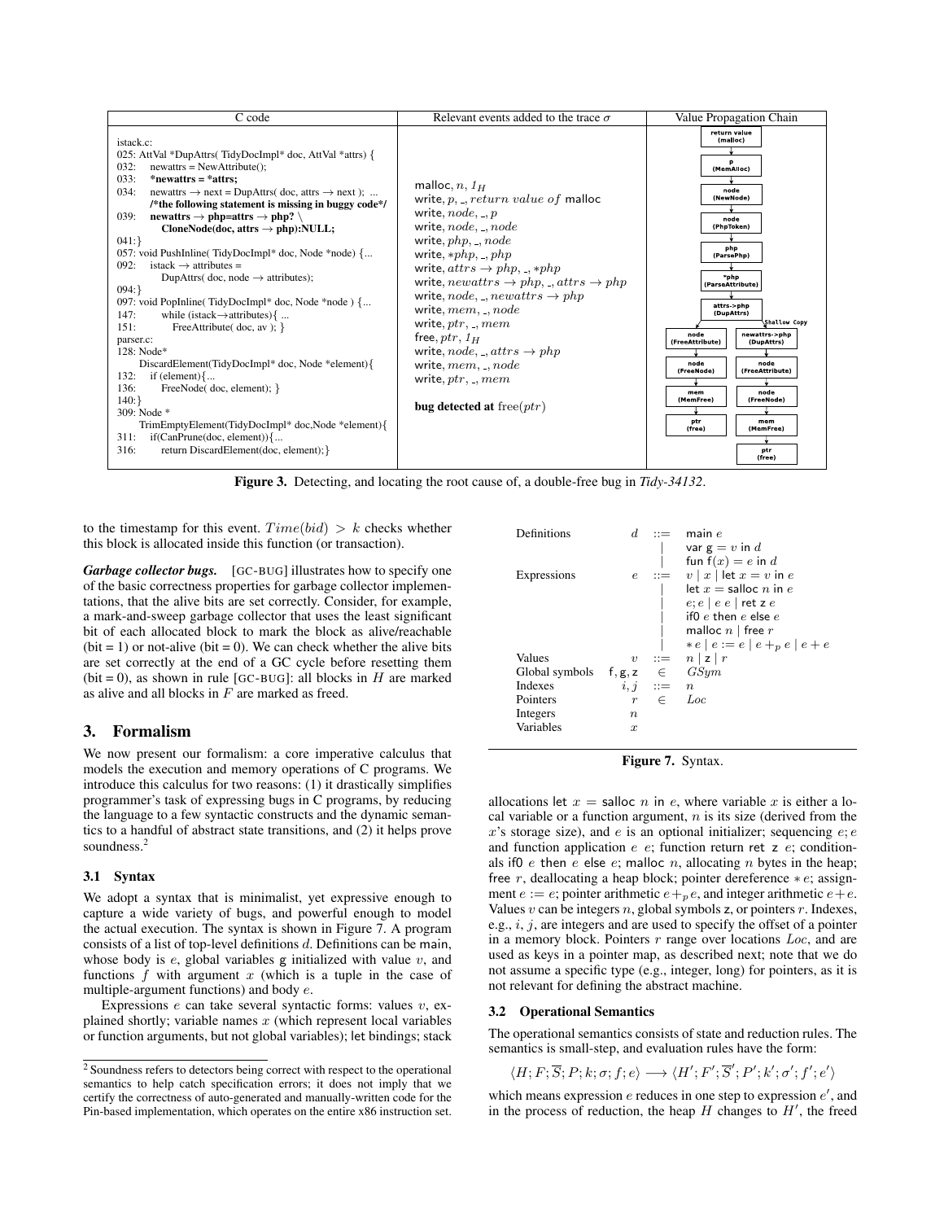| C code | Relevant events added to the trace $\sigma$ | Value Propagation Chain |
|---|---|---|
| istack.c:<br>025: AttVal *DupAttrs( TidyDocImpl* doc, AttVal *attrs) {<br>032: newattrs = NewAttribute();<br>033: **\*newattrs = \*attrs;**<br>034: newattrs → next = DupAttrs( doc, attrs → next ); ...<br>**/\*the following statement is missing in buggy code\*/**<br>039: **newattrs → php=attrs → php? \\ CloneNode(doc, attrs → php):NULL;**<br>041:}<br>057: void PushInline( TidyDocImpl* doc, Node *node) {...<br>092: istack → attributes = DupAttrs( doc, node → attributes);<br>094:}<br>097: void PopInline( TidyDocImpl* doc, Node *node ) {...<br>147: while (istack→attributes){ ...<br>151: FreeAttribute( doc, av ); }<br>parser.c:<br>128: Node* DiscardElement(TidyDocImpl* doc, Node *element){<br>132: if (element){...<br>136: FreeNode( doc, element); }<br>140:}<br>309: Node * TrimEmptyElement(TidyDocImpl* doc,Node *element){<br>311: if(CanPrune(doc, element)){...<br>316: return DiscardElement(doc, element);} | malloc, $n$, $1_H$<br>write, $p$, \_, $return\ value\ of$ malloc<br>write, $node$, \_, $p$<br>write, $php$, \_, $node$<br>write, $*php$, \_, $php$<br>write, $attrs \rightarrow php$, \_, $*php$<br>write, $newattrs \rightarrow php$, \_, $attrs \rightarrow php$<br>write, $node$, \_, $newattrs \rightarrow php$<br>write, $mem$, \_, $node$<br>write, $ptr$, \_, $mem$<br>free, $ptr$, $1_H$<br>write, $node$, \_, $attrs \rightarrow php$<br>write, $mem$, \_, $node$<br>write, $ptr$, \_, $mem$<br><br>**bug detected at** free$(ptr)$ | return value (malloc) → p (MemAlloc) → node (NewNode) → node (PhpToken) → php (ParsePhp) → *php (ParseAttribute) → attrs->php (DupAttrs) → [Shallow Copy] → { node (FreeAttribute) → node (FreeNode) → mem (MemFree) → ptr (free) ; newattrs->php (DupAttrs) → node (FreeAttribute) → node (FreeNode) → mem (MemFree) → ptr (free) } |

**Figure 3.** Detecting, and locating the root cause of, a double-free bug in *Tidy-34132*.

to the timestamp for this event. $Time(bid) > k$ checks whether this block is allocated inside this function (or transaction).

***Garbage collector bugs.*** [GC-BUG] illustrates how to specify one of the basic correctness properties for garbage collector implementations, that the alive bits are set correctly. Consider, for example, a mark-and-sweep garbage collector that uses the least significant bit of each allocated block to mark the block as alive/reachable (bit = 1) or not-alive (bit = 0). We can check whether the alive bits are set correctly at the end of a GC cycle before resetting them (bit = 0), as shown in rule [GC-BUG]: all blocks in $H$ are marked as alive and all blocks in $F$ are marked as freed.

## 3. Formalism

We now present our formalism: a core imperative calculus that models the execution and memory operations of C programs. We introduce this calculus for two reasons: (1) it drastically simplifies programmer's task of expressing bugs in C programs, by reducing the language to a few syntactic constructs and the dynamic semantics to a handful of abstract state transitions, and (2) it helps prove soundness.[2]

### 3.1 Syntax

We adopt a syntax that is minimalist, yet expressive enough to capture a wide variety of bugs, and powerful enough to model the actual execution. The syntax is shown in Figure 7. A program consists of a list of top-level definitions $d$. Definitions can be main, whose body is $e$, global variables g initialized with value $v$, and functions $f$ with argument $x$ (which is a tuple in the case of multiple-argument functions) and body $e$.

Expressions $e$ can take several syntactic forms: values $v$, explained shortly; variable names $x$ (which represent local variables or function arguments, but not global variables); let bindings; stack

| | | | |
|---|---|---|---|
| Definitions | $d$ | ::= | main $e$ |
| | | \| | var g $= v$ in $d$ |
| | | \| | fun f$(x) = e$ in $d$ |
| Expressions | $e$ | ::= | $v \mid x \mid$ let $x = v$ in $e$ |
| | | \| | let $x =$ salloc $n$ in $e$ |
| | | \| | $e; e \mid e\ e \mid$ ret z $e$ |
| | | \| | if0 $e$ then $e$ else $e$ |
| | | \| | malloc $n \mid$ free $r$ |
| | | \| | $*e \mid e := e \mid e +_p e \mid e + e$ |
| Values | $v$ | ::= | $n \mid$ z $\mid r$ |
| Global symbols | f, g, z | $\in$ | $GSym$ |
| Indexes | $i, j$ | ::= | $n$ |
| Pointers | $r$ | $\in$ | $Loc$ |
| Integers | $n$ | | |
| Variables | $x$ | | |

**Figure 7.** Syntax.

allocations let $x =$ salloc $n$ in $e$, where variable $x$ is either a local variable or a function argument, $n$ is its size (derived from the $x$'s storage size), and $e$ is an optional initializer; sequencing $e; e$ and function application $e\ e$; function return ret z $e$; conditionals if0 $e$ then $e$ else $e$; malloc $n$, allocating $n$ bytes in the heap; free $r$, deallocating a heap block; pointer dereference $*e$; assignment $e := e$; pointer arithmetic $e +_p e$, and integer arithmetic $e + e$. Values $v$ can be integers $n$, global symbols z, or pointers $r$. Indexes, e.g., $i$, $j$, are integers and are used to specify the offset of a pointer in a memory block. Pointers $r$ range over locations $Loc$, and are used as keys in a pointer map, as described next; note that we do not assume a specific type (e.g., integer, long) for pointers, as it is not relevant for defining the abstract machine.

### 3.2 Operational Semantics

The operational semantics consists of state and reduction rules. The semantics is small-step, and evaluation rules have the form:

$$\langle H; F; \overline{S}; P; k; \sigma; f; e \rangle \longrightarrow \langle H'; F'; \overline{S}'; P'; k'; \sigma'; f'; e' \rangle$$

which means expression $e$ reduces in one step to expression $e'$, and in the process of reduction, the heap $H$ changes to $H'$, the freed

[2] Soundness refers to detectors being correct with respect to the operational semantics to help catch specification errors; it does not imply that we certify the correctness of auto-generated and manually-written code for the Pin-based implementation, which operates on the entire x86 instruction set.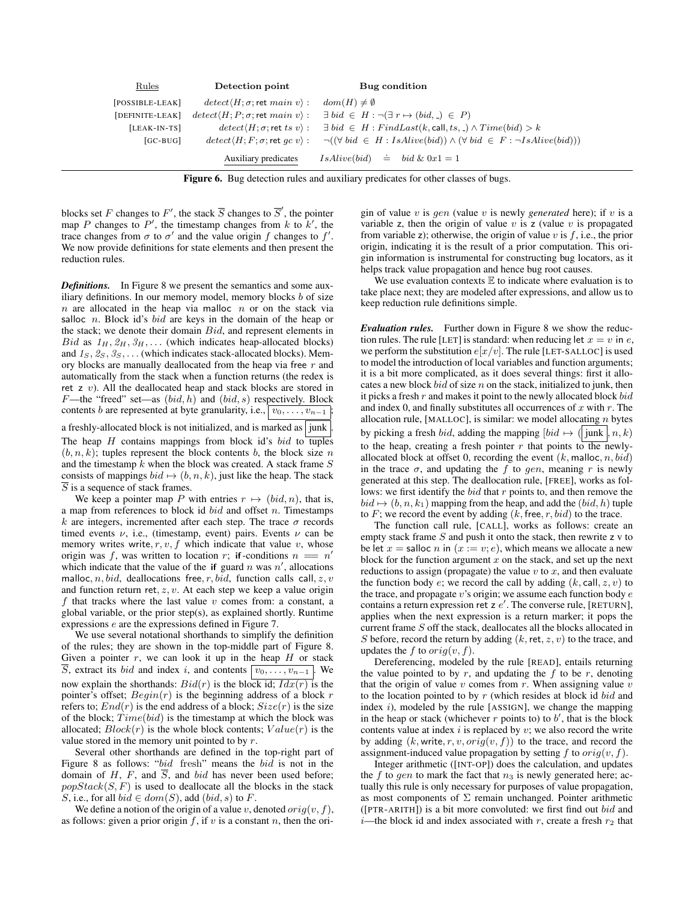| Rules | Detection point | Bug condition |
| --- | --- | --- |
| [POSSIBLE-LEAK] | $detect\langle H; \sigma; \mathsf{ret}\ main\ v\rangle$ : | $dom(H) \neq \emptyset$ |
| [DEFINITE-LEAK] | $detect\langle H; P; \sigma; \mathsf{ret}\ main\ v\rangle$ : | $\exists\ bid\ \in\ H : \neg(\exists\ r \mapsto (bid, \_)\ \in\ P)$ |
| [LEAK-IN-TS] | $detect\langle H; \sigma; \mathsf{ret}\ ts\ v\rangle$ : | $\exists\ bid\ \in\ H : FindLast(k, \mathsf{call}, ts, \_) \wedge Time(bid) > k$ |
| [GC-BUG] | $detect\langle H; F; \sigma; \mathsf{ret}\ gc\ v\rangle$ : | $\neg((\forall\ bid\ \in\ H : IsAlive(bid)) \wedge (\forall\ bid\ \in\ F : \neg IsAlive(bid)))$ |
| | Auxiliary predicates | $IsAlive(bid) \doteq bid\ \&\ 0x1 = 1$ |

**Figure 6.** Bug detection rules and auxiliary predicates for other classes of bugs.

blocks set $F$ changes to $F'$, the stack $\overline{S}$ changes to $\overline{S}'$, the pointer map $P$ changes to $P'$, the timestamp changes from $k$ to $k'$, the trace changes from $\sigma$ to $\sigma'$ and the value origin $f$ changes to $f'$. We now provide definitions for state elements and then present the reduction rules.

***Definitions.*** In Figure 8 we present the semantics and some auxiliary definitions. In our memory model, memory blocks $b$ of size $n$ are allocated in the heap via $\mathsf{malloc}\ \ n$ or on the stack via $\mathsf{salloc}\ \ n$. Block id's $bid$ are keys in the domain of the heap or the stack; we denote their domain $Bid$, and represent elements in $Bid$ as $1_H, 2_H, 3_H, \ldots$ (which indicates heap-allocated blocks) and $1_S, 2_S, 3_S, \ldots$ (which indicates stack-allocated blocks). Memory blocks are manually deallocated from the heap via $\mathsf{free}\ r$ and automatically from the stack when a function returns (the redex is $\mathsf{ret}\ \ \mathsf{z}\ \ v$). All the deallocated heap and stack blocks are stored in $F$—the "freed" set—as $(bid, h)$ and $(bid, s)$ respectively. Block contents $b$ are represented at byte granularity, i.e., $\boxed{v_0, \ldots, v_{n-1}}$; a freshly-allocated block is not initialized, and is marked as $\boxed{\text{junk}}$. The heap $H$ contains mappings from block id's $bid$ to tuples $(b, n, k)$; tuples represent the block contents $b$, the block size $n$ and the timestamp $k$ when the block was created. A stack frame $S$ consists of mappings $bid \mapsto (b, n, k)$, just like the heap. The stack $\overline{S}$ is a sequence of stack frames.

We keep a pointer map $P$ with entries $r \mapsto (bid, n)$, that is, a map from references to block id $bid$ and offset $n$. Timestamps $k$ are integers, incremented after each step. The trace $\sigma$ records timed events $\nu$, i.e., (timestamp, event) pairs. Events $\nu$ can be memory writes $\mathsf{write}, r, v, f$ which indicate that value $v$, whose origin was $f$, was written to location $r$; $\mathsf{if}$-conditions $n == n'$ which indicate that the value of the $\mathsf{if}$ guard $n$ was $n'$, allocations $\mathsf{malloc}, n, bid$, deallocations $\mathsf{free}, r, bid$, function calls $\mathsf{call}, z, v$ and function return $\mathsf{ret}, z, v$. At each step we keep a value origin $f$ that tracks where the last value $v$ comes from: a constant, a global variable, or the prior step(s), as explained shortly. Runtime expressions $e$ are the expressions defined in Figure 7.

We use several notational shorthands to simplify the definition of the rules; they are shown in the top-middle part of Figure 8. Given a pointer $r$, we can look it up in the heap $H$ or stack $\overline{S}$, extract its $bid$ and index $i$, and contents $\boxed{v_0, \ldots, v_{n-1}}$. We now explain the shorthands: $Bid(r)$ is the block id; $Idx(r)$ is the pointer's offset; $Begin(r)$ is the beginning address of a block $r$ refers to; $End(r)$ is the end address of a block; $Size(r)$ is the size of the block; $Time(bid)$ is the timestamp at which the block was allocated; $Block(r)$ is the whole block contents; $Value(r)$ is the value stored in the memory unit pointed to by $r$.

Several other shorthands are defined in the top-right part of Figure 8 as follows: "$bid$ fresh" means the $bid$ is not in the domain of $H$, $F$, and $\overline{S}$, and $bid$ has never been used before; $popStack(S, F)$ is used to deallocate all the blocks in the stack $S$, i.e., for all $bid \in dom(S)$, add $(bid, s)$ to $F$.

We define a notion of the origin of a value $v$, denoted $orig(v, f)$, as follows: given a prior origin $f$, if $v$ is a constant $n$, then the origin of value $v$ is $gen$ (value $v$ is newly *generated* here); if $v$ is a variable $\mathsf{z}$, then the origin of value $v$ is $\mathsf{z}$ (value $v$ is propagated from variable $\mathsf{z}$); otherwise, the origin of value $v$ is $f$, i.e., the prior origin, indicating it is the result of a prior computation. This origin information is instrumental for constructing bug locators, as it helps track value propagation and hence bug root causes.

We use evaluation contexts $\mathbb{E}$ to indicate where evaluation is to take place next; they are modeled after expressions, and allow us to keep reduction rule definitions simple.

***Evaluation rules.*** Further down in Figure 8 we show the reduction rules. The rule [LET] is standard: when reducing $\mathsf{let}\ x = v\ \mathsf{in}\ e$, we perform the substitution $e[x/v]$. The rule [LET-SALLOC] is used to model the introduction of local variables and function arguments; it is a bit more complicated, as it does several things: first it allocates a new block $bid$ of size $n$ on the stack, initialized to junk, then it picks a fresh $r$ and makes it point to the newly allocated block $bid$ and index 0, and finally substitutes all occurrences of $x$ with $r$. The allocation rule, [MALLOC], is similar: we model allocating $n$ bytes by picking a fresh $bid$, adding the mapping $[bid \mapsto (\boxed{\text{junk}}, n, k)$ to the heap, creating a fresh pointer $r$ that points to the newly-allocated block at offset 0, recording the event $(k, \mathsf{malloc}, n, bid)$ in the trace $\sigma$, and updating the $f$ to $gen$, meaning $r$ is newly generated at this step. The deallocation rule, [FREE], works as follows: we first identify the $bid$ that $r$ points to, and then remove the $bid \mapsto (b, n, k_1)$ mapping from the heap, and add the $(bid, h)$ tuple to $F$; we record the event by adding $(k, \mathsf{free}, r, bid)$ to the trace.

The function call rule, [CALL], works as follows: create an empty stack frame $S$ and push it onto the stack, then rewrite $\mathsf{z}$ $\mathsf{v}$ to be $\mathsf{let}\ x = \mathsf{salloc}\ n\ \mathsf{in}\ (x := v; e)$, which means we allocate a new block for the function argument $x$ on the stack, and set up the next reductions to assign (propagate) the value $v$ to $x$, and then evaluate the function body $e$; we record the call by adding $(k, \mathsf{call}, z, v)$ to the trace, and propagate $v$'s origin; we assume each function body $e$ contains a return expression $\mathsf{ret}\ \mathsf{z}\ e'$. The converse rule, [RETURN], applies when the next expression is a return marker; it pops the current frame $S$ off the stack, deallocates all the blocks allocated in $S$ before, record the return by adding $(k, \mathsf{ret}, z, v)$ to the trace, and updates the $f$ to $orig(v, f)$.

Dereferencing, modeled by the rule [READ], entails returning the value pointed to by $r$, and updating the $f$ to be $r$, denoting that the origin of value $v$ comes from $r$. When assigning value $v$ to the location pointed to by $r$ (which resides at block id $bid$ and index $i$), modeled by the rule [ASSIGN], we change the mapping in the heap or stack (whichever $r$ points to) to $b'$, that is the block contents value at index $i$ is replaced by $v$; we also record the write by adding $(k, \mathsf{write}, r, v, orig(v, f))$ to the trace, and record the assignment-induced value propagation by setting $f$ to $orig(v, f)$.

Integer arithmetic ([INT-OP]) does the calculation, and updates the $f$ to $gen$ to mark the fact that $n_3$ is newly generated here; actually this rule is only necessary for purposes of value propagation, as most components of $\Sigma$ remain unchanged. Pointer arithmetic ([PTR-ARITH]) is a bit more convoluted: we first find out $bid$ and $i$—the block id and index associated with $r$, create a fresh $r_2$ that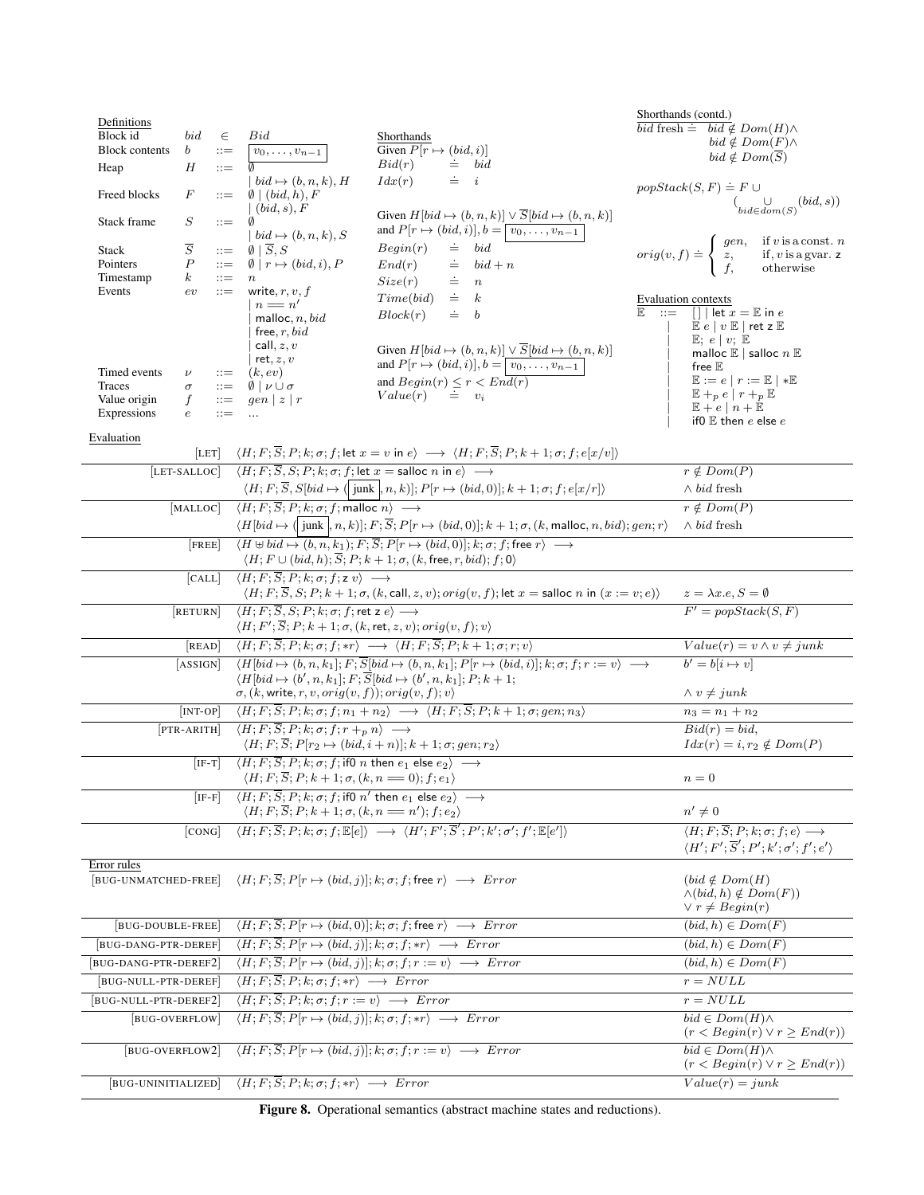**Definitions**

| | | | |
|---|---|---|---|
| Block id | $bid$ | $\in$ | $Bid$ |
| Block contents | $b$ | $::=$ | $\boxed{v_0, \ldots, v_{n-1}}$ |
| Heap | $H$ | $::=$ | $\emptyset$ |
| | | | $\mid bid \mapsto (b, n, k), H$ |
| Freed blocks | $F$ | $::=$ | $\emptyset \mid (bid, h), F$ |
| | | | $\mid (bid, s), F$ |
| Stack frame | $S$ | $::=$ | $\emptyset$ |
| | | | $\mid bid \mapsto (b, n, k), S$ |
| Stack | $\overline{S}$ | $::=$ | $\emptyset \mid \overline{S}, S$ |
| Pointers | $P$ | $::=$ | $\emptyset \mid r \mapsto (bid, i), P$ |
| Timestamp | $k$ | $::=$ | $n$ |
| Events | $ev$ | $::=$ | $\mathsf{write}, r, v, f$ |
| | | | $\mid n == n'$ |
| | | | $\mid \mathsf{malloc}, n, bid$ |
| | | | $\mid \mathsf{free}, r, bid$ |
| | | | $\mid \mathsf{call}, z, v$ |
| | | | $\mid \mathsf{ret}, z, v$ |
| Timed events | $\nu$ | $::=$ | $(k, ev)$ |
| Traces | $\sigma$ | $::=$ | $\emptyset \mid \nu \cup \sigma$ |
| Value origin | $f$ | $::=$ | $gen \mid z \mid r$ |
| Expressions | $e$ | $::=$ | $\ldots$ |

**Shorthands**

Given $P[r \mapsto (bid, i)]$

$Bid(r) \doteq bid$

$Idx(r) \doteq i$

Given $H[bid \mapsto (b, n, k)] \vee \overline{S}[bid \mapsto (b, n, k)]$ and $P[r \mapsto (bid, i)], b = \boxed{v_0, \ldots, v_{n-1}}$

$Begin(r) \doteq bid$

$End(r) \doteq bid + n$

$Size(r) \doteq n$

$Time(bid) \doteq k$

$Block(r) \doteq b$

Given $H[bid \mapsto (b, n, k)] \vee \overline{S}[bid \mapsto (b, n, k)]$ and $P[r \mapsto (bid, i)], b = \boxed{v_0, \ldots, v_{n-1}}$ and $Begin(r) \leq r < End(r)$

$Value(r) \doteq v_i$

**Shorthands (contd.)**

$bid \text{ fresh} \doteq bid \notin Dom(H) \wedge bid \notin Dom(F) \wedge bid \notin Dom(\overline{S})$

$popStack(S, F) \doteq F \cup (\bigcup_{bid \in dom(S)} (bid, s))$

$$orig(v, f) \doteq \begin{cases} gen, & \text{if } v \text{ is a const. } n \\ z, & \text{if, } v \text{ is a gvar. } \mathsf{z} \\ f, & \text{otherwise} \end{cases}$$

**Evaluation contexts**

$$\begin{aligned}
\mathbb{E} \quad ::= \quad & [\,] \mid \mathsf{let}\ x = \mathbb{E} \mathsf{\ in\ } e \\
\mid\ & \mathbb{E}\ e \mid v\ \mathbb{E} \mid \mathsf{ret\ z}\ \mathbb{E} \\
\mid\ & \mathbb{E};\ e \mid v;\ \mathbb{E} \\
\mid\ & \mathsf{malloc}\ \mathbb{E} \mid \mathsf{salloc}\ n\ \mathbb{E} \\
\mid\ & \mathsf{free}\ \mathbb{E} \\
\mid\ & \mathbb{E} := e \mid r := \mathbb{E} \mid *\mathbb{E} \\
\mid\ & \mathbb{E} +_p e \mid r +_p \mathbb{E} \\
\mid\ & \mathbb{E} + e \mid n + \mathbb{E} \\
\mid\ & \mathsf{if0}\ \mathbb{E}\ \mathsf{then}\ e\ \mathsf{else}\ e
\end{aligned}$$

**Evaluation**

| Rule | Reduction | Side condition |
|---|---|---|
| [LET] | $\langle H; F; \overline{S}; P; k; \sigma; f; \mathsf{let}\ x = v \mathsf{\ in\ } e\rangle \longrightarrow \langle H; F; \overline{S}; P; k+1; \sigma; f; e[x/v]\rangle$ | |
| [LET-SALLOC] | $\langle H; F; \overline{S}, S; P; k; \sigma; f; \mathsf{let}\ x = \mathsf{salloc}\ n \mathsf{\ in\ } e\rangle \longrightarrow$ $\langle H; F; \overline{S}, S[bid \mapsto (\boxed{\mathsf{junk}}, n, k)]; P[r \mapsto (bid, 0)]; k+1; \sigma; f; e[x/r]\rangle$ | $r \notin Dom(P)$ $\wedge\ bid$ fresh |
| [MALLOC] | $\langle H; F; \overline{S}; P; k; \sigma; f; \mathsf{malloc}\ n\rangle \longrightarrow$ $\langle H[bid \mapsto (\boxed{\mathsf{junk}}, n, k)]; F; \overline{S}; P[r \mapsto (bid, 0)]; k+1; \sigma, (k, \mathsf{malloc}, n, bid); gen; r\rangle$ | $r \notin Dom(P)$ $\wedge\ bid$ fresh |
| [FREE] | $\langle H \uplus bid \mapsto (b, n, k_1); F; \overline{S}; P[r \mapsto (bid, 0)]; k; \sigma; f; \mathsf{free}\ r\rangle \longrightarrow$ $\langle H; F \cup (bid, h); \overline{S}; P; k+1; \sigma, (k, \mathsf{free}, r, bid); f; 0\rangle$ | |
| [CALL] | $\langle H; F; \overline{S}; P; k; \sigma; f; \mathsf{z}\ v\rangle \longrightarrow$ $\langle H; F; \overline{S}, S; P; k+1; \sigma, (k, \mathsf{call}, z, v); orig(v, f); \mathsf{let}\ x = \mathsf{salloc}\ n \mathsf{\ in\ } (x := v; e)\rangle$ | $z = \lambda x.e, S = \emptyset$ |
| [RETURN] | $\langle H; F; \overline{S}, S; P; k; \sigma; f; \mathsf{ret\ z}\ e\rangle \longrightarrow$ $\langle H; F'; \overline{S}; P; k+1; \sigma, (k, \mathsf{ret}, z, v); orig(v, f); v\rangle$ | $F' = popStack(S, F)$ |
| [READ] | $\langle H; F; \overline{S}; P; k; \sigma; f; *r\rangle \longrightarrow \langle H; F; \overline{S}; P; k+1; \sigma; r; v\rangle$ | $Value(r) = v \wedge v \neq junk$ |
| [ASSIGN] | $\langle H[bid \mapsto (b, n, k_1]; F; \overline{S}[bid \mapsto (b, n, k_1]; P[r \mapsto (bid, i)]; k; \sigma; f; r := v\rangle \longrightarrow$ $\langle H[bid \mapsto (b', n, k_1]; F; \overline{S}[bid \mapsto (b', n, k_1]; P; k+1;$ $\sigma, (k, \mathsf{write}, r, v, orig(v, f)); orig(v, f); v\rangle$ | $b' = b[i \mapsto v]$ $\wedge\ v \neq junk$ |
| [INT-OP] | $\langle H; F; \overline{S}; P; k; \sigma; f; n_1 + n_2\rangle \longrightarrow \langle H; F; \overline{S}; P; k+1; \sigma; gen; n_3\rangle$ | $n_3 = n_1 + n_2$ |
| [PTR-ARITH] | $\langle H; F; \overline{S}; P; k; \sigma; f; r +_p n\rangle \longrightarrow$ $\langle H; F; \overline{S}; P[r_2 \mapsto (bid, i+n)]; k+1; \sigma; gen; r_2\rangle$ | $Bid(r) = bid,$ $Idx(r) = i, r_2 \notin Dom(P)$ |
| [IF-T] | $\langle H; F; \overline{S}; P; k; \sigma; f; \mathsf{if0}\ n\ \mathsf{then}\ e_1\ \mathsf{else}\ e_2\rangle \longrightarrow$ $\langle H; F; \overline{S}; P; k+1; \sigma, (k, n == 0); f; e_1\rangle$ | $n = 0$ |
| [IF-F] | $\langle H; F; \overline{S}; P; k; \sigma; f; \mathsf{if0}\ n'\ \mathsf{then}\ e_1\ \mathsf{else}\ e_2\rangle \longrightarrow$ $\langle H; F; \overline{S}; P; k+1; \sigma, (k, n == n'); f; e_2\rangle$ | $n' \neq 0$ |
| [CONG] | $\langle H; F; \overline{S}; P; k; \sigma; f; \mathbb{E}[e]\rangle \longrightarrow \langle H'; F'; \overline{S}'; P'; k'; \sigma'; f'; \mathbb{E}[e']\rangle$ | $\langle H; F; \overline{S}; P; k; \sigma; f; e\rangle \longrightarrow$ $\langle H'; F'; \overline{S}'; P'; k'; \sigma'; f'; e'\rangle$ |

**Error rules**

| Rule | Reduction | Side condition |
|---|---|---|
| [BUG-UNMATCHED-FREE] | $\langle H; F; \overline{S}; P[r \mapsto (bid, j)]; k; \sigma; f; \mathsf{free}\ r\rangle \longrightarrow Error$ | $(bid \notin Dom(H)$ $\wedge (bid, h) \notin Dom(F))$ $\vee\ r \neq Begin(r)$ |
| [BUG-DOUBLE-FREE] | $\langle H; F; \overline{S}; P[r \mapsto (bid, 0)]; k; \sigma; f; \mathsf{free}\ r\rangle \longrightarrow Error$ | $(bid, h) \in Dom(F)$ |
| [BUG-DANG-PTR-DEREF] | $\langle H; F; \overline{S}; P[r \mapsto (bid, j)]; k; \sigma; f; *r\rangle \longrightarrow Error$ | $(bid, h) \in Dom(F)$ |
| [BUG-DANG-PTR-DEREF2] | $\langle H; F; \overline{S}; P[r \mapsto (bid, j)]; k; \sigma; f; r := v\rangle \longrightarrow Error$ | $(bid, h) \in Dom(F)$ |
| [BUG-NULL-PTR-DEREF] | $\langle H; F; \overline{S}; P; k; \sigma; f; *r\rangle \longrightarrow Error$ | $r = NULL$ |
| [BUG-NULL-PTR-DEREF2] | $\langle H; F; \overline{S}; P; k; \sigma; f; r := v\rangle \longrightarrow Error$ | $r = NULL$ |
| [BUG-OVERFLOW] | $\langle H; F; \overline{S}; P[r \mapsto (bid, j)]; k; \sigma; f; *r\rangle \longrightarrow Error$ | $bid \in Dom(H) \wedge$ $(r < Begin(r) \vee r \geq End(r))$ |
| [BUG-OVERFLOW2] | $\langle H; F; \overline{S}; P[r \mapsto (bid, j)]; k; \sigma; f; r := v\rangle \longrightarrow Error$ | $bid \in Dom(H) \wedge$ $(r < Begin(r) \vee r \geq End(r))$ |
| [BUG-UNINITIALIZED] | $\langle H; F; \overline{S}; P; k; \sigma; f; *r\rangle \longrightarrow Error$ | $Value(r) = junk$ |

**Figure 8.** Operational semantics (abstract machine states and reductions).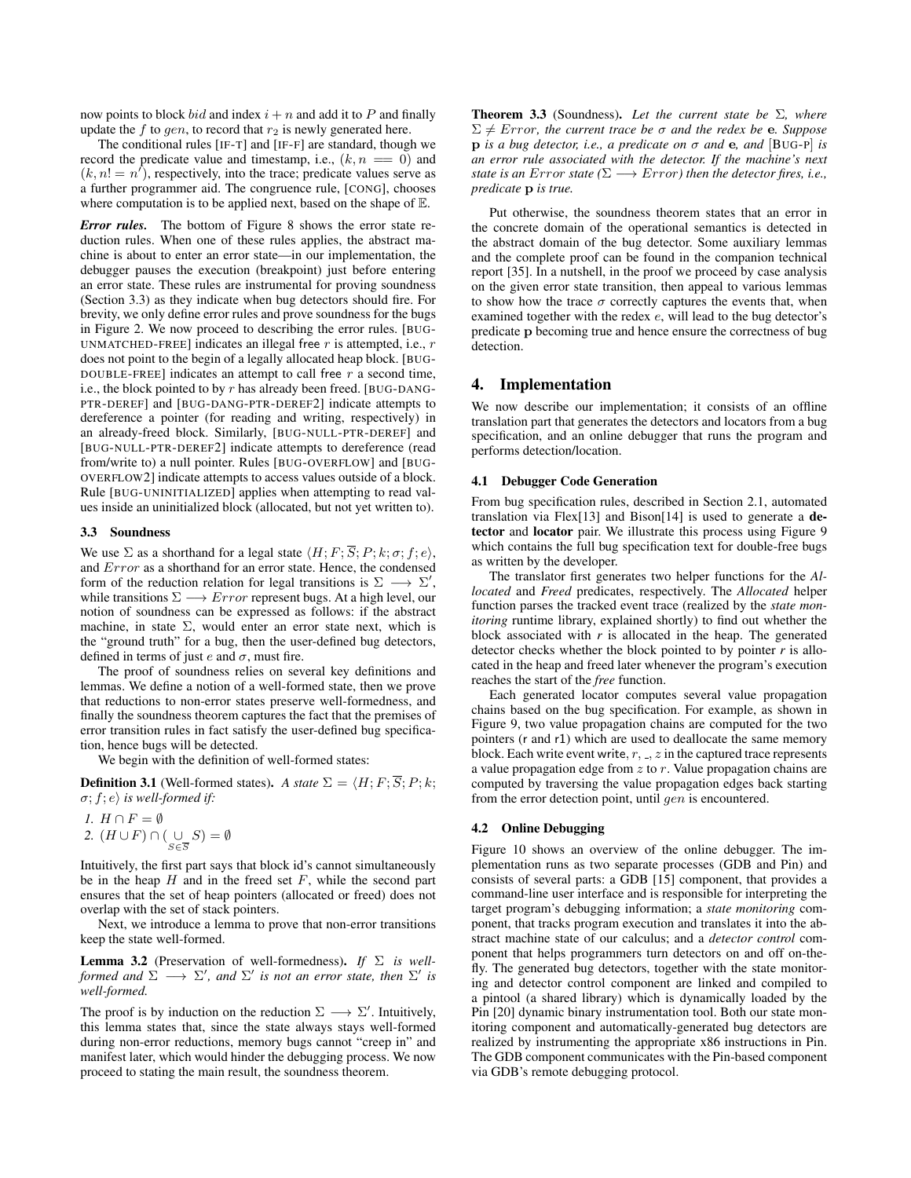now points to block $bid$ and index $i + n$ and add it to $P$ and finally update the $f$ to $gen$, to record that $r_2$ is newly generated here.

The conditional rules [IF-T] and [IF-F] are standard, though we record the predicate value and timestamp, i.e., $(k, n == 0)$ and $(k, n != n')$, respectively, into the trace; predicate values serve as a further programmer aid. The congruence rule, [CONG], chooses where computation is to be applied next, based on the shape of $\mathbb{E}$.

***Error rules.*** The bottom of Figure 8 shows the error state reduction rules. When one of these rules applies, the abstract machine is about to enter an error state—in our implementation, the debugger pauses the execution (breakpoint) just before entering an error state. These rules are instrumental for proving soundness (Section 3.3) as they indicate when bug detectors should fire. For brevity, we only define error rules and prove soundness for the bugs in Figure 2. We now proceed to describing the error rules. [BUG-UNMATCHED-FREE] indicates an illegal free $r$ is attempted, i.e., $r$ does not point to the begin of a legally allocated heap block. [BUG-DOUBLE-FREE] indicates an attempt to call free $r$ a second time, i.e., the block pointed to by $r$ has already been freed. [BUG-DANG-PTR-DEREF] and [BUG-DANG-PTR-DEREF2] indicate attempts to dereference a pointer (for reading and writing, respectively) in an already-freed block. Similarly, [BUG-NULL-PTR-DEREF] and [BUG-NULL-PTR-DEREF2] indicate attempts to dereference (read from/write to) a null pointer. Rules [BUG-OVERFLOW] and [BUG-OVERFLOW2] indicate attempts to access values outside of a block. Rule [BUG-UNINITIALIZED] applies when attempting to read values inside an uninitialized block (allocated, but not yet written to).

### 3.3 Soundness

We use $\Sigma$ as a shorthand for a legal state $\langle H; F; \overline{S}; P; k; \sigma; f; e\rangle$, and $Error$ as a shorthand for an error state. Hence, the condensed form of the reduction relation for legal transitions is $\Sigma \longrightarrow \Sigma'$, while transitions $\Sigma \longrightarrow Error$ represent bugs. At a high level, our notion of soundness can be expressed as follows: if the abstract machine, in state $\Sigma$, would enter an error state next, which is the "ground truth" for a bug, then the user-defined bug detectors, defined in terms of just $e$ and $\sigma$, must fire.

The proof of soundness relies on several key definitions and lemmas. We define a notion of a well-formed state, then we prove that reductions to non-error states preserve well-formedness, and finally the soundness theorem captures the fact that the premises of error transition rules in fact satisfy the user-defined bug specification, hence bugs will be detected.

We begin with the definition of well-formed states:

**Definition 3.1** (Well-formed states). *A state $\Sigma = \langle H; F; \overline{S}; P; k; \sigma; f; e\rangle$ is well-formed if:*

1. $H \cap F = \emptyset$
2. $(H \cup F) \cap (\bigcup_{S \in \overline{S}} S) = \emptyset$

Intuitively, the first part says that block id's cannot simultaneously be in the heap $H$ and in the freed set $F$, while the second part ensures that the set of heap pointers (allocated or freed) does not overlap with the set of stack pointers.

Next, we introduce a lemma to prove that non-error transitions keep the state well-formed.

**Lemma 3.2** (Preservation of well-formedness). *If $\Sigma$ is well-formed and $\Sigma \longrightarrow \Sigma'$, and $\Sigma'$ is not an error state, then $\Sigma'$ is well-formed.*

The proof is by induction on the reduction $\Sigma \longrightarrow \Sigma'$. Intuitively, this lemma states that, since the state always stays well-formed during non-error reductions, memory bugs cannot "creep in" and manifest later, which would hinder the debugging process. We now proceed to stating the main result, the soundness theorem.

**Theorem 3.3** (Soundness). *Let the current state be $\Sigma$, where $\Sigma \neq Error$, the current trace be $\sigma$ and the redex be $\mathbf{e}$. Suppose $\mathbf{p}$ is a bug detector, i.e., a predicate on $\sigma$ and $\mathbf{e}$, and [BUG-P] is an error rule associated with the detector. If the machine's next state is an $Error$ state ($\Sigma \longrightarrow Error$) then the detector fires, i.e., predicate $\mathbf{p}$ is true.*

Put otherwise, the soundness theorem states that an error in the concrete domain of the operational semantics is detected in the abstract domain of the bug detector. Some auxiliary lemmas and the complete proof can be found in the companion technical report [35]. In a nutshell, in the proof we proceed by case analysis on the given error state transition, then appeal to various lemmas to show how the trace $\sigma$ correctly captures the events that, when examined together with the redex $e$, will lead to the bug detector's predicate $\mathbf{p}$ becoming true and hence ensure the correctness of bug detection.

## 4. Implementation

We now describe our implementation; it consists of an offline translation part that generates the detectors and locators from a bug specification, and an online debugger that runs the program and performs detection/location.

### 4.1 Debugger Code Generation

From bug specification rules, described in Section 2.1, automated translation via Flex[13] and Bison[14] is used to generate a **detector** and **locator** pair. We illustrate this process using Figure 9 which contains the full bug specification text for double-free bugs as written by the developer.

The translator first generates two helper functions for the *Allocated* and *Freed* predicates, respectively. The *Allocated* helper function parses the tracked event trace (realized by the *state monitoring* runtime library, explained shortly) to find out whether the block associated with *r* is allocated in the heap. The generated detector checks whether the block pointed to by pointer *r* is allocated in the heap and freed later whenever the program's execution reaches the start of the *free* function.

Each generated locator computes several value propagation chains based on the bug specification. For example, as shown in Figure 9, two value propagation chains are computed for the two pointers (r and r1) which are used to deallocate the same memory block. Each write event write, $r$, _, $z$ in the captured trace represents a value propagation edge from $z$ to $r$. Value propagation chains are computed by traversing the value propagation edges back starting from the error detection point, until $gen$ is encountered.

### 4.2 Online Debugging

Figure 10 shows an overview of the online debugger. The implementation runs as two separate processes (GDB and Pin) and consists of several parts: a GDB [15] component, that provides a command-line user interface and is responsible for interpreting the target program's debugging information; a *state monitoring* component, that tracks program execution and translates it into the abstract machine state of our calculus; and a *detector control* component that helps programmers turn detectors on and off on-the-fly. The generated bug detectors, together with the state monitoring and detector control component are linked and compiled to a pintool (a shared library) which is dynamically loaded by the Pin [20] dynamic binary instrumentation tool. Both our state monitoring component and automatically-generated bug detectors are realized by instrumenting the appropriate x86 instructions in Pin. The GDB component communicates with the Pin-based component via GDB's remote debugging protocol.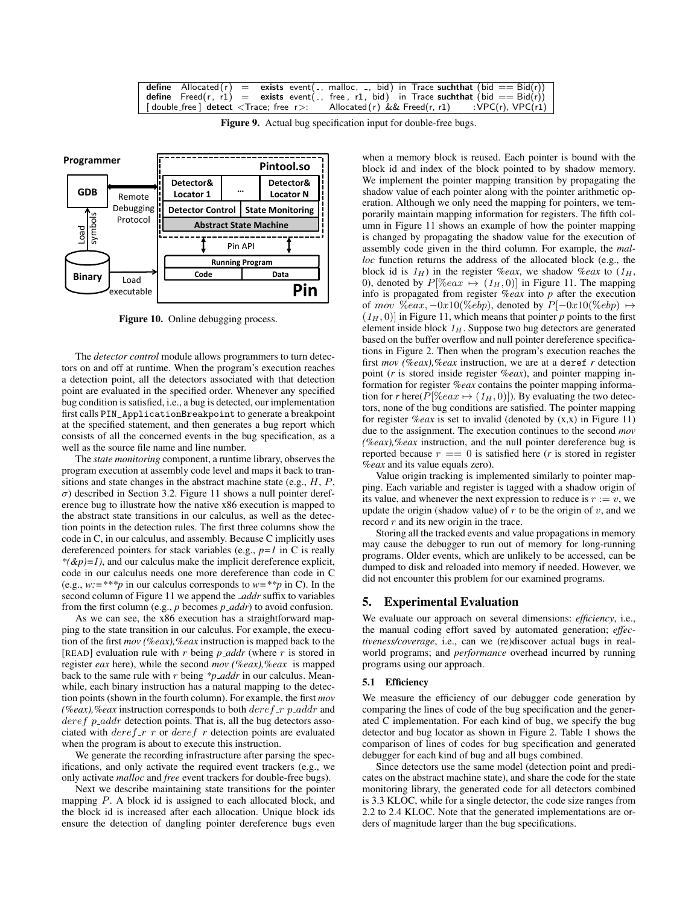```
define  Allocated(r)  =  exists event(_, malloc, _, bid) in Trace suchthat (bid == Bid(r))
define  Freed(r, r1)  =  exists event(_, free, r1, bid) in Trace suchthat (bid == Bid(r))
[double_free] detect <Trace; free r>:    Allocated(r) && Freed(r, r1)    :VPC(r), VPC(r1)
```

**Figure 9.** Actual bug specification input for double-free bugs.

**Figure 10.** Online debugging process.

The *detector control* module allows programmers to turn detectors on and off at runtime. When the program's execution reaches a detection point, all the detectors associated with that detection point are evaluated in the specified order. Whenever any specified bug condition is satisfied, i.e., a bug is detected, our implementation first calls `PIN_ApplicationBreakpoint` to generate a breakpoint at the specified statement, and then generates a bug report which consists of all the concerned events in the bug specification, as well as the source file name and line number.

The *state monitoring* component, a runtime library, observes the program execution at assembly code level and maps it back to transitions and state changes in the abstract machine state (e.g., $H$, $P$, $\sigma$) described in Section 3.2. Figure 11 shows a null pointer dereference bug to illustrate how the native x86 execution is mapped to the abstract state transitions in our calculus, as well as the detection points in the detection rules. The first three columns show the code in C, in our calculus, and assembly. Because C implicitly uses dereferenced pointers for stack variables (e.g., *p=1* in C is really *\*(&p)=1)*, and our calculus make the implicit dereference explicit, code in our calculus needs one more dereference than code in C (e.g., *w:=\*\*\*p* in our calculus corresponds to *w=\*\*p* in C). In the second column of Figure 11 we append the *_addr* suffix to variables from the first column (e.g., *p* becomes *p_addr*) to avoid confusion.

As we can see, the x86 execution has a straightforward mapping to the state transition in our calculus. For example, the execution of the first *mov (%eax),%eax* instruction is mapped back to the [READ] evaluation rule with $r$ being *p_addr* (where $r$ is stored in register *eax* here), while the second *mov (%eax),%eax* is mapped back to the same rule with $r$ being *\*p_addr* in our calculus. Meanwhile, each binary instruction has a natural mapping to the detection points (shown in the fourth column). For example, the first *mov (%eax),%eax* instruction corresponds to both $deref\_r$ *p_addr* and $deref$ *p_addr* detection points. That is, all the bug detectors associated with $deref\_r$ $r$ or $deref$ $r$ detection points are evaluated when the program is about to execute this instruction.

We generate the recording infrastructure after parsing the specifications, and only activate the required event trackers (e.g., we only activate *malloc* and *free* event trackers for double-free bugs).

Next we describe maintaining state transitions for the pointer mapping $P$. A block id is assigned to each allocated block, and the block id is increased after each allocation. Unique block ids ensure the detection of dangling pointer dereference bugs even when a memory block is reused. Each pointer is bound with the block id and index of the block pointed to by shadow memory. We implement the pointer mapping transition by propagating the shadow value of each pointer along with the pointer arithmetic operation. Although we only need the mapping for pointers, we temporarily maintain mapping information for registers. The fifth column in Figure 11 shows an example of how the pointer mapping is changed by propagating the shadow value for the execution of assembly code given in the third column. For example, the *malloc* function returns the address of the allocated block (e.g., the block id is $1_H$) in the register *%eax*, we shadow *%eax* to ($1_H$, 0), denoted by $P[\%eax \mapsto (1_H, 0)]$ in Figure 11. The mapping info is propagated from register *%eax* into *p* after the execution of $mov\ \%eax, -0x10(\%ebp)$, denoted by $P[-0x10(\%ebp) \mapsto (1_H, 0)]$ in Figure 11, which means that pointer *p* points to the first element inside block $1_H$. Suppose two bug detectors are generated based on the buffer overflow and null pointer dereference specifications in Figure 2. Then when the program's execution reaches the first *mov (%eax),%eax* instruction, we are at a `deref` *r* detection point (*r* is stored inside register *%eax*), and pointer mapping information for register *%eax* contains the pointer mapping information for *r* here($P[\%eax \mapsto (1_H, 0)]$). By evaluating the two detectors, none of the bug conditions are satisfied. The pointer mapping for register *%eax* is set to invalid (denoted by (x,x) in Figure 11) due to the assignment. The execution continues to the second *mov (%eax),%eax* instruction, and the null pointer dereference bug is reported because $r == 0$ is satisfied here ($r$ is stored in register *%eax* and its value equals zero).

Value origin tracking is implemented similarly to pointer mapping. Each variable and register is tagged with a shadow origin of its value, and whenever the next expression to reduce is $r := v$, we update the origin (shadow value) of $r$ to be the origin of $v$, and we record $r$ and its new origin in the trace.

Storing all the tracked events and value propagations in memory may cause the debugger to run out of memory for long-running programs. Older events, which are unlikely to be accessed, can be dumped to disk and reloaded into memory if needed. However, we did not encounter this problem for our examined programs.

## 5. Experimental Evaluation

We evaluate our approach on several dimensions: *efficiency*, i.e., the manual coding effort saved by automated generation; *effectiveness/coverage*, i.e., can we (re)discover actual bugs in real-world programs; and *performance* overhead incurred by running programs using our approach.

### 5.1 Efficiency

We measure the efficiency of our debugger code generation by comparing the lines of code of the bug specification and the generated C implementation. For each kind of bug, we specify the bug detector and bug locator as shown in Figure 2. Table 1 shows the comparison of lines of codes for bug specification and generated debugger for each kind of bug and all bugs combined.

Since detectors use the same model (detection point and predicates on the abstract machine state), and share the code for the state monitoring library, the generated code for all detectors combined is 3.3 KLOC, while for a single detector, the code size ranges from 2.2 to 2.4 KLOC. Note that the generated implementations are orders of magnitude larger than the bug specifications.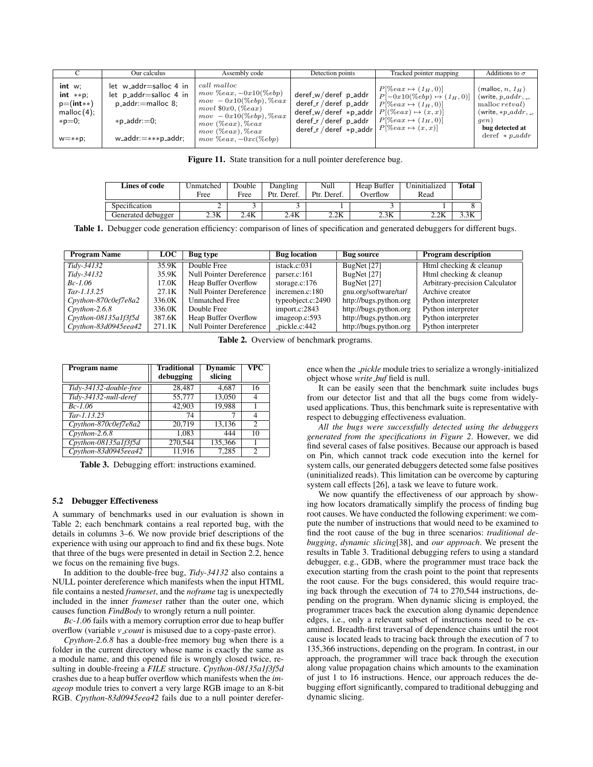| C | Our calculus | Assembly code | Detection points | Tracked pointer mapping | Additions to $\sigma$ |
|---|---|---|---|---|---|
| **int** w;<br>**int** **p;<br>p=(**int****)<br>malloc(4);<br>*p=0;<br><br>w=**p; | let w_addr=salloc 4 in<br>let p_addr=salloc 4 in<br>p_addr:=malloc 8;<br><br>*p_addr:=0;<br><br>w_addr:=***p_addr; | $call\ malloc$<br>$mov\ \%eax, -0x10(\%ebp)$<br>$mov\ -0x10(\%ebp), \%eax$<br>$movl\ \$0x0, (\%eax)$<br>$mov\ -0x10(\%ebp), \%eax$<br>$mov\ (\%eax), \%eax$<br>$mov\ (\%eax), \%eax$<br>$mov\ \%eax, -0xc(\%ebp)$ | deref_w/deref p_addr<br>deref_r/deref p_addr<br>deref_w/deref *p_addr<br>deref_r/deref p_addr<br>deref_r/deref *p_addr | $P[\%eax \mapsto (1_H, 0)]$<br>$P[-0x10(\%ebp) \mapsto (1_H, 0)]$<br>$P[\%eax \mapsto (1_H, 0)]$<br>$P[(\%eax) \mapsto (x, x)]$<br>$P[\%eax \mapsto (1_H, 0)]$<br>$P[\%eax \mapsto (x, x)]$ | (malloc, $n$, $1_H$)<br>(write, $p\_addr$, _,<br>malloc $retval$)<br>(write, $*p\_addr$, _,<br>$gen$)<br>**bug detected at**<br>deref $*p\_addr$ |

**Figure 11.** State transition for a null pointer dereference bug.

| Lines of code | Unmatched Free | Double Free | Dangling Ptr. Deref. | Null Ptr. Deref. | Heap Buffer Overflow | Uninitialized Read | Total |
|---|---|---|---|---|---|---|---|
| Specification | 2 | 3 | 3 | 1 | 3 | 1 | 8 |
| Generated debugger | 2.3K | 2.4K | 2.4K | 2.2K | 2.3K | 2.2K | 3.3K |

**Table 1.** Debugger code generation efficiency: comparison of lines of specification and generated debuggers for different bugs.

| Program Name | LOC | Bug type | Bug location | Bug source | Program description |
|---|---|---|---|---|---|
| *Tidy-34132* | 35.9K | Double Free | istack.c:031 | BugNet [27] | Html checking & cleanup |
| *Tidy-34132* | 35.9K | Null Pointer Dereference | parser.c:161 | BugNet [27] | Html checking & cleanup |
| *Bc-1.06* | 17.0K | Heap Buffer Overflow | storage.c:176 | BugNet [27] | Arbitrary-precision Calculator |
| *Tar-1.13.25* | 27.1K | Null Pointer Dereference | incremen.c:180 | gnu.org/software/tar/ | Archive creator |
| *Cpython-870c0ef7e8a2* | 336.0K | Unmatched Free | typeobject.c:2490 | http://bugs.python.org | Python interpreter |
| *Cpython-2.6.8* | 336.0K | Double Free | import.c:2843 | http://bugs.python.org | Python interpreter |
| *Cpython-08135a1f3f5d* | 387.6K | Heap Buffer Overflow | imageop.c:593 | http://bugs.python.org | Python interpreter |
| *Cpython-83d0945eea42* | 271.1K | Null Pointer Dereference | _pickle.c:442 | http://bugs.python.org | Python interpreter |

**Table 2.** Overview of benchmark programs.

| Program name | Traditional debugging | Dynamic slicing | VPC |
|---|---|---|---|
| *Tidy-34132-double-free* | 28,487 | 4,687 | 16 |
| *Tidy-34132-null-deref* | 55,777 | 13,050 | 4 |
| *Bc-1.06* | 42,903 | 19,988 | 1 |
| *Tar-1.13.25* | 74 | 7 | 4 |
| *Cpython-870c0ef7e8a2* | 20,719 | 13,136 | 2 |
| *Cpython-2.6.8* | 1,083 | 444 | 10 |
| *Cpython-08135a1f3f5d* | 270,544 | 135,366 | 1 |
| *Cpython-83d0945eea42* | 11,916 | 7,285 | 2 |

**Table 3.** Debugging effort: instructions examined.

### 5.2 Debugger Effectiveness

A summary of benchmarks used in our evaluation is shown in Table 2; each benchmark contains a real reported bug, with the details in columns 3–6. We now provide brief descriptions of the experience with using our approach to find and fix these bugs. Note that three of the bugs were presented in detail in Section 2.2, hence we focus on the remaining five bugs.

In addition to the double-free bug, *Tidy-34132* also contains a NULL pointer dereference which manifests when the input HTML file contains a nested *frameset*, and the *noframe* tag is unexpectedly included in the inner *frameset* rather than the outer one, which causes function *FindBody* to wrongly return a null pointer.

*Bc-1.06* fails with a memory corruption error due to heap buffer overflow (variable *v_count* is misused due to a copy-paste error).

*Cpython-2.6.8* has a double-free memory bug when there is a folder in the current directory whose name is exactly the same as a module name, and this opened file is wrongly closed twice, resulting in double-freeing a *FILE* structure. *Cpython-08135a1f3f5d* crashes due to a heap buffer overflow which manifests when the *imageop* module tries to convert a very large RGB image to an 8-bit RGB. *Cpython-83d0945eea42* fails due to a null pointer dereference when the *_pickle* module tries to serialize a wrongly-initialized object whose *write_buf* field is null.

It can be easily seen that the benchmark suite includes bugs from our detector list and that all the bugs come from widely-used applications. Thus, this benchmark suite is representative with respect to debugging effectiveness evaluation.

*All the bugs were successfully detected using the debuggers generated from the specifications in Figure 2*. However, we did find several cases of false positives. Because our approach is based on Pin, which cannot track code execution into the kernel for system calls, our generated debuggers detected some false positives (uninitialized reads). This limitation can be overcome by capturing system call effects [26], a task we leave to future work.

We now quantify the effectiveness of our approach by showing how locators dramatically simplify the process of finding bug root causes. We have conducted the following experiment: we compute the number of instructions that would need to be examined to find the root cause of the bug in three scenarios: *traditional debugging*, *dynamic slicing*[38], and *our approach*. We present the results in Table 3. Traditional debugging refers to using a standard debugger, e.g., GDB, where the programmer must trace back the execution starting from the crash point to the point that represents the root cause. For the bugs considered, this would require tracing back through the execution of 74 to 270,544 instructions, depending on the program. When dynamic slicing is employed, the programmer traces back the execution along dynamic dependence edges, i.e., only a relevant subset of instructions need to be examined. Breadth-first traversal of dependence chains until the root cause is located leads to tracing back through the execution of 7 to 135,366 instructions, depending on the program. In contrast, in our approach, the programmer will trace back through the execution along value propagation chains which amounts to the examination of just 1 to 16 instructions. Hence, our approach reduces the debugging effort significantly, compared to traditional debugging and dynamic slicing.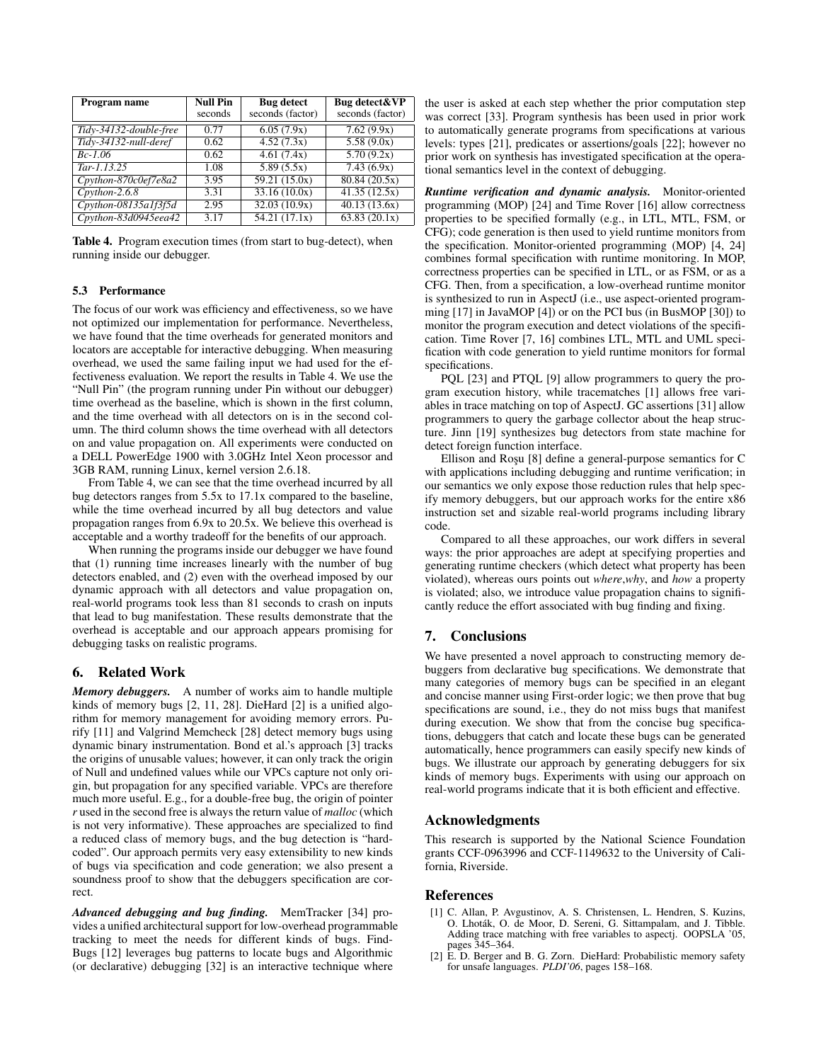| Program name | Null Pin seconds | Bug detect seconds (factor) | Bug detect&VP seconds (factor) |
|---|---|---|---|
| *Tidy-34132-double-free* | 0.77 | 6.05 (7.9x) | 7.62 (9.9x) |
| *Tidy-34132-null-deref* | 0.62 | 4.52 (7.3x) | 5.58 (9.0x) |
| *Bc-1.06* | 0.62 | 4.61 (7.4x) | 5.70 (9.2x) |
| *Tar-1.13.25* | 1.08 | 5.89 (5.5x) | 7.43 (6.9x) |
| *Cpython-870c0ef7e8a2* | 3.95 | 59.21 (15.0x) | 80.84 (20.5x) |
| *Cpython-2.6.8* | 3.31 | 33.16 (10.0x) | 41.35 (12.5x) |
| *Cpython-08135a1f3f5d* | 2.95 | 32.03 (10.9x) | 40.13 (13.6x) |
| *Cpython-83d0945eea42* | 3.17 | 54.21 (17.1x) | 63.83 (20.1x) |

**Table 4.** Program execution times (from start to bug-detect), when running inside our debugger.

### 5.3 Performance

The focus of our work was efficiency and effectiveness, so we have not optimized our implementation for performance. Nevertheless, we have found that the time overheads for generated monitors and locators are acceptable for interactive debugging. When measuring overhead, we used the same failing input we had used for the effectiveness evaluation. We report the results in Table 4. We use the "Null Pin" (the program running under Pin without our debugger) time overhead as the baseline, which is shown in the first column, and the time overhead with all detectors on is in the second column. The third column shows the time overhead with all detectors on and value propagation on. All experiments were conducted on a DELL PowerEdge 1900 with 3.0GHz Intel Xeon processor and 3GB RAM, running Linux, kernel version 2.6.18.

From Table 4, we can see that the time overhead incurred by all bug detectors ranges from 5.5x to 17.1x compared to the baseline, while the time overhead incurred by all bug detectors and value propagation ranges from 6.9x to 20.5x. We believe this overhead is acceptable and a worthy tradeoff for the benefits of our approach.

When running the programs inside our debugger we have found that (1) running time increases linearly with the number of bug detectors enabled, and (2) even with the overhead imposed by our dynamic approach with all detectors and value propagation on, real-world programs took less than 81 seconds to crash on inputs that lead to bug manifestation. These results demonstrate that the overhead is acceptable and our approach appears promising for debugging tasks on realistic programs.

## 6. Related Work

***Memory debuggers.*** A number of works aim to handle multiple kinds of memory bugs [2, 11, 28]. DieHard [2] is a unified algorithm for memory management for avoiding memory errors. Purify [11] and Valgrind Memcheck [28] detect memory bugs using dynamic binary instrumentation. Bond et al.'s approach [3] tracks the origins of unusable values; however, it can only track the origin of Null and undefined values while our VPCs capture not only origin, but propagation for any specified variable. VPCs are therefore much more useful. E.g., for a double-free bug, the origin of pointer *r* used in the second free is always the return value of *malloc* (which is not very informative). These approaches are specialized to find a reduced class of memory bugs, and the bug detection is "hardcoded". Our approach permits very easy extensibility to new kinds of bugs via specification and code generation; we also present a soundness proof to show that the debuggers specification are correct.

***Advanced debugging and bug finding.*** MemTracker [34] provides a unified architectural support for low-overhead programmable tracking to meet the needs for different kinds of bugs. FindBugs [12] leverages bug patterns to locate bugs and Algorithmic (or declarative) debugging [32] is an interactive technique where the user is asked at each step whether the prior computation step was correct [33]. Program synthesis has been used in prior work to automatically generate programs from specifications at various levels: types [21], predicates or assertions/goals [22]; however no prior work on synthesis has investigated specification at the operational semantics level in the context of debugging.

***Runtime verification and dynamic analysis.*** Monitor-oriented programming (MOP) [24] and Time Rover [16] allow correctness properties to be specified formally (e.g., in LTL, MTL, FSM, or CFG); code generation is then used to yield runtime monitors from the specification. Monitor-oriented programming (MOP) [4, 24] combines formal specification with runtime monitoring. In MOP, correctness properties can be specified in LTL, or as FSM, or as a CFG. Then, from a specification, a low-overhead runtime monitor is synthesized to run in AspectJ (i.e., use aspect-oriented programming [17] in JavaMOP [4]) or on the PCI bus (in BusMOP [30]) to monitor the program execution and detect violations of the specification. Time Rover [7, 16] combines LTL, MTL and UML specification with code generation to yield runtime monitors for formal specifications.

PQL [23] and PTQL [9] allow programmers to query the program execution history, while tracematches [1] allows free variables in trace matching on top of AspectJ. GC assertions [31] allow programmers to query the garbage collector about the heap structure. Jinn [19] synthesizes bug detectors from state machine for detect foreign function interface.

Ellison and Roşu [8] define a general-purpose semantics for C with applications including debugging and runtime verification; in our semantics we only expose those reduction rules that help specify memory debuggers, but our approach works for the entire x86 instruction set and sizable real-world programs including library code.

Compared to all these approaches, our work differs in several ways: the prior approaches are adept at specifying properties and generating runtime checkers (which detect what property has been violated), whereas ours points out *where*,*why*, and *how* a property is violated; also, we introduce value propagation chains to significantly reduce the effort associated with bug finding and fixing.

## 7. Conclusions

We have presented a novel approach to constructing memory debuggers from declarative bug specifications. We demonstrate that many categories of memory bugs can be specified in an elegant and concise manner using First-order logic; we then prove that bug specifications are sound, i.e., they do not miss bugs that manifest during execution. We show that from the concise bug specifications, debuggers that catch and locate these bugs can be generated automatically, hence programmers can easily specify new kinds of bugs. We illustrate our approach by generating debuggers for six kinds of memory bugs. Experiments with using our approach on real-world programs indicate that it is both efficient and effective.

## Acknowledgments

This research is supported by the National Science Foundation grants CCF-0963996 and CCF-1149632 to the University of California, Riverside.

## References

[1] C. Allan, P. Avgustinov, A. S. Christensen, L. Hendren, S. Kuzins, O. Lhoták, O. de Moor, D. Sereni, G. Sittampalam, and J. Tibble. Adding trace matching with free variables to aspectj. OOPSLA '05, pages 345–364.

[2] E. D. Berger and B. G. Zorn. DieHard: Probabilistic memory safety for unsafe languages. *PLDI'06*, pages 158–168.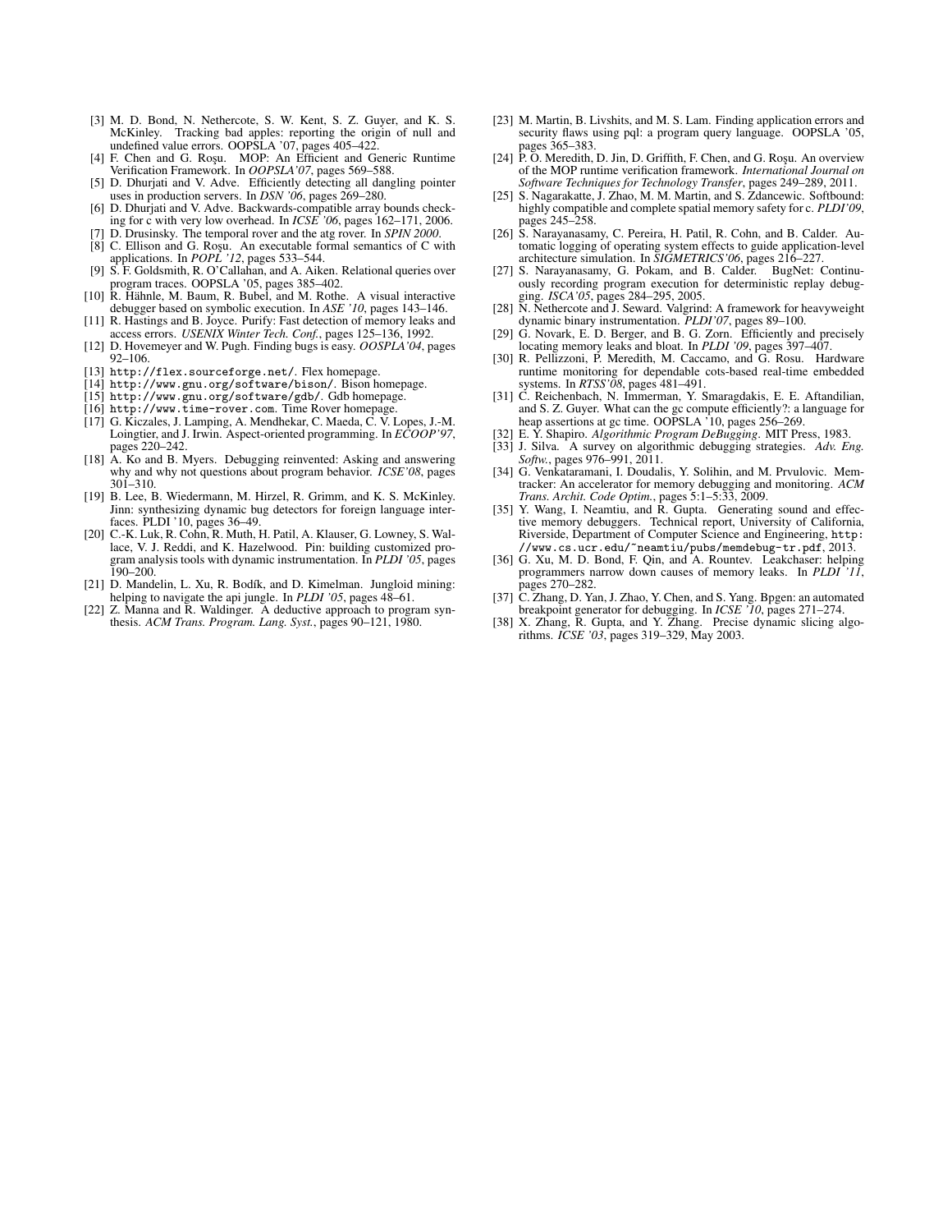[3] M. D. Bond, N. Nethercote, S. W. Kent, S. Z. Guyer, and K. S. McKinley. Tracking bad apples: reporting the origin of null and undefined value errors. OOPSLA '07, pages 405–422.

[4] F. Chen and G. Roşu. MOP: An Efficient and Generic Runtime Verification Framework. In *OOPSLA'07*, pages 569–588.

[5] D. Dhurjati and V. Adve. Efficiently detecting all dangling pointer uses in production servers. In *DSN '06*, pages 269–280.

[6] D. Dhurjati and V. Adve. Backwards-compatible array bounds checking for c with very low overhead. In *ICSE '06*, pages 162–171, 2006.

[7] D. Drusinsky. The temporal rover and the atg rover. In *SPIN 2000*.

[8] C. Ellison and G. Roşu. An executable formal semantics of C with applications. In *POPL '12*, pages 533–544.

[9] S. F. Goldsmith, R. O'Callahan, and A. Aiken. Relational queries over program traces. OOPSLA '05, pages 385–402.

[10] R. Hähnle, M. Baum, R. Bubel, and M. Rothe. A visual interactive debugger based on symbolic execution. In *ASE '10*, pages 143–146.

[11] R. Hastings and B. Joyce. Purify: Fast detection of memory leaks and access errors. *USENIX Winter Tech. Conf.*, pages 125–136, 1992.

[12] D. Hovemeyer and W. Pugh. Finding bugs is easy. *OOSPLA'04*, pages 92–106.

[13] `http://flex.sourceforge.net/`. Flex homepage.

[14] `http://www.gnu.org/software/bison/`. Bison homepage.

[15] `http://www.gnu.org/software/gdb/`. Gdb homepage.

[16] `http://www.time-rover.com`. Time Rover homepage.

[17] G. Kiczales, J. Lamping, A. Mendhekar, C. Maeda, C. V. Lopes, J.-M. Loingtier, and J. Irwin. Aspect-oriented programming. In *ECOOP'97*, pages 220–242.

[18] A. Ko and B. Myers. Debugging reinvented: Asking and answering why and why not questions about program behavior. *ICSE'08*, pages 301–310.

[19] B. Lee, B. Wiedermann, M. Hirzel, R. Grimm, and K. S. McKinley. Jinn: synthesizing dynamic bug detectors for foreign language interfaces. PLDI '10, pages 36–49.

[20] C.-K. Luk, R. Cohn, R. Muth, H. Patil, A. Klauser, G. Lowney, S. Wallace, V. J. Reddi, and K. Hazelwood. Pin: building customized program analysis tools with dynamic instrumentation. In *PLDI '05*, pages 190–200.

[21] D. Mandelin, L. Xu, R. Bodík, and D. Kimelman. Jungloid mining: helping to navigate the api jungle. In *PLDI '05*, pages 48–61.

[22] Z. Manna and R. Waldinger. A deductive approach to program synthesis. *ACM Trans. Program. Lang. Syst.*, pages 90–121, 1980.

[23] M. Martin, B. Livshits, and M. S. Lam. Finding application errors and security flaws using pql: a program query language. OOPSLA '05, pages 365–383.

[24] P. O. Meredith, D. Jin, D. Griffith, F. Chen, and G. Roşu. An overview of the MOP runtime verification framework. *International Journal on Software Techniques for Technology Transfer*, pages 249–289, 2011.

[25] S. Nagarakatte, J. Zhao, M. M. Martin, and S. Zdancewic. Softbound: highly compatible and complete spatial memory safety for c. *PLDI'09*, pages 245–258.

[26] S. Narayanasamy, C. Pereira, H. Patil, R. Cohn, and B. Calder. Automatic logging of operating system effects to guide application-level architecture simulation. In *SIGMETRICS'06*, pages 216–227.

[27] S. Narayanasamy, G. Pokam, and B. Calder. BugNet: Continuously recording program execution for deterministic replay debugging. *ISCA'05*, pages 284–295, 2005.

[28] N. Nethercote and J. Seward. Valgrind: A framework for heavyweight dynamic binary instrumentation. *PLDI'07*, pages 89–100.

[29] G. Novark, E. D. Berger, and B. G. Zorn. Efficiently and precisely locating memory leaks and bloat. In *PLDI '09*, pages 397–407.

[30] R. Pellizzoni, P. Meredith, M. Caccamo, and G. Rosu. Hardware runtime monitoring for dependable cots-based real-time embedded systems. In *RTSS'08*, pages 481–491.

[31] C. Reichenbach, N. Immerman, Y. Smaragdakis, E. E. Aftandilian, and S. Z. Guyer. What can the gc compute efficiently?: a language for heap assertions at gc time. OOPSLA '10, pages 256–269.

[32] E. Y. Shapiro. *Algorithmic Program DeBugging*. MIT Press, 1983.

[33] J. Silva. A survey on algorithmic debugging strategies. *Adv. Eng. Softw.*, pages 976–991, 2011.

[34] G. Venkataramani, I. Doudalis, Y. Solihin, and M. Prvulovic. Memtracker: An accelerator for memory debugging and monitoring. *ACM Trans. Archit. Code Optim.*, pages 5:1–5:33, 2009.

[35] Y. Wang, I. Neamtiu, and R. Gupta. Generating sound and effective memory debuggers. Technical report, University of California, Riverside, Department of Computer Science and Engineering, `http://www.cs.ucr.edu/~neamtiu/pubs/memdebug-tr.pdf`, 2013.

[36] G. Xu, M. D. Bond, F. Qin, and A. Rountev. Leakchaser: helping programmers narrow down causes of memory leaks. In *PLDI '11*, pages 270–282.

[37] C. Zhang, D. Yan, J. Zhao, Y. Chen, and S. Yang. Bpgen: an automated breakpoint generator for debugging. In *ICSE '10*, pages 271–274.

[38] X. Zhang, R. Gupta, and Y. Zhang. Precise dynamic slicing algorithms. *ICSE '03*, pages 319–329, May 2003.